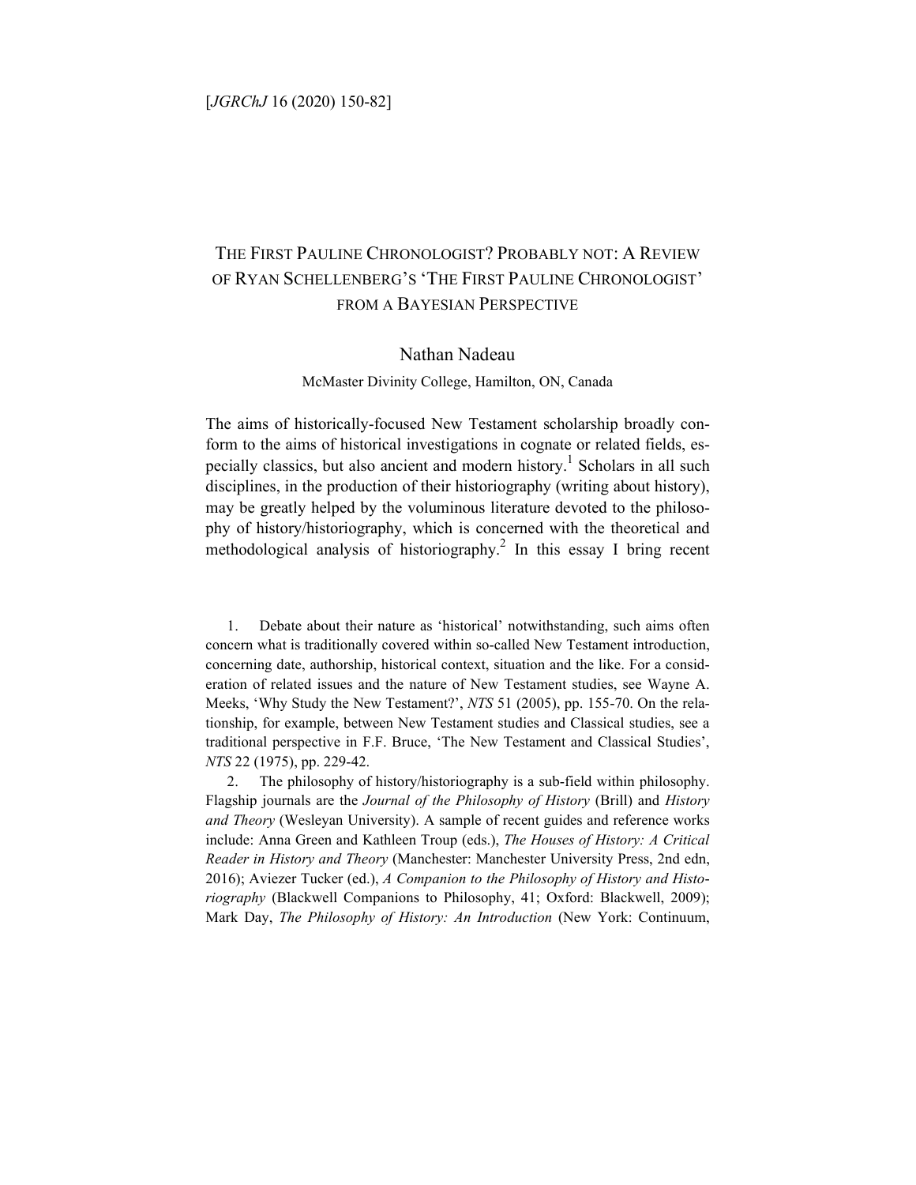# THE FIRST PAULINE CHRONOLOGIST? PROBABLY NOT: A REVIEW OF RYAN SCHELLENBERG'S 'THE FIRST PAULINE CHRONOLOGIST' FROM A BAYESIAN PERSPECTIVE

Nathan Nadeau

McMaster Divinity College, Hamilton, ON, Canada

The aims of historically-focused New Testament scholarship broadly conform to the aims of historical investigations in cognate or related fields, especially classics, but also ancient and modern history.[1] Scholars in all such disciplines, in the production of their historiography (writing about history), may be greatly helped by the voluminous literature devoted to the philosophy of history/historiography, which is concerned with the theoretical and methodological analysis of historiography.[2] In this essay I bring recent

1. Debate about their nature as 'historical' notwithstanding, such aims often concern what is traditionally covered within so-called New Testament introduction, concerning date, authorship, historical context, situation and the like. For a consideration of related issues and the nature of New Testament studies, see Wayne A. Meeks, 'Why Study the New Testament?', *NTS* 51 (2005), pp. 155-70. On the relationship, for example, between New Testament studies and Classical studies, see a traditional perspective in F.F. Bruce, 'The New Testament and Classical Studies', *NTS* 22 (1975), pp. 229-42.

2. The philosophy of history/historiography is a sub-field within philosophy. Flagship journals are the *Journal of the Philosophy of History* (Brill) and *History and Theory* (Wesleyan University). A sample of recent guides and reference works include: Anna Green and Kathleen Troup (eds.), *The Houses of History: A Critical Reader in History and Theory* (Manchester: Manchester University Press, 2nd edn, 2016); Aviezer Tucker (ed.), *A Companion to the Philosophy of History and Historiography* (Blackwell Companions to Philosophy, 41; Oxford: Blackwell, 2009); Mark Day, *The Philosophy of History: An Introduction* (New York: Continuum,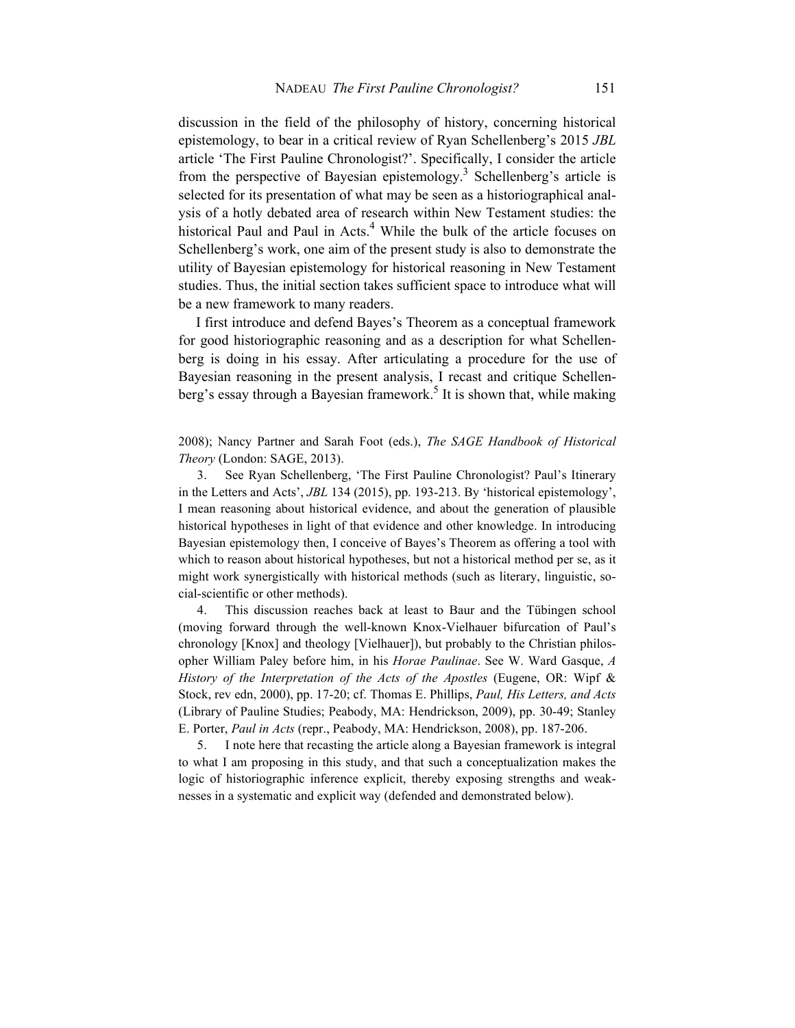discussion in the field of the philosophy of history, concerning historical epistemology, to bear in a critical review of Ryan Schellenberg's 2015 *JBL* article 'The First Pauline Chronologist?'. Specifically, I consider the article from the perspective of Bayesian epistemology.[3] Schellenberg's article is selected for its presentation of what may be seen as a historiographical analysis of a hotly debated area of research within New Testament studies: the historical Paul and Paul in Acts.[4] While the bulk of the article focuses on Schellenberg's work, one aim of the present study is also to demonstrate the utility of Bayesian epistemology for historical reasoning in New Testament studies. Thus, the initial section takes sufficient space to introduce what will be a new framework to many readers.

I first introduce and defend Bayes's Theorem as a conceptual framework for good historiographic reasoning and as a description for what Schellenberg is doing in his essay. After articulating a procedure for the use of Bayesian reasoning in the present analysis, I recast and critique Schellenberg's essay through a Bayesian framework.[5] It is shown that, while making

2008); Nancy Partner and Sarah Foot (eds.), *The SAGE Handbook of Historical Theory* (London: SAGE, 2013).

3. See Ryan Schellenberg, 'The First Pauline Chronologist? Paul's Itinerary in the Letters and Acts', *JBL* 134 (2015), pp. 193-213. By 'historical epistemology', I mean reasoning about historical evidence, and about the generation of plausible historical hypotheses in light of that evidence and other knowledge. In introducing Bayesian epistemology then, I conceive of Bayes's Theorem as offering a tool with which to reason about historical hypotheses, but not a historical method per se, as it might work synergistically with historical methods (such as literary, linguistic, social-scientific or other methods).

4. This discussion reaches back at least to Baur and the Tübingen school (moving forward through the well-known Knox-Vielhauer bifurcation of Paul's chronology [Knox] and theology [Vielhauer]), but probably to the Christian philosopher William Paley before him, in his *Horae Paulinae*. See W. Ward Gasque, *A History of the Interpretation of the Acts of the Apostles* (Eugene, OR: Wipf & Stock, rev edn, 2000), pp. 17-20; cf. Thomas E. Phillips, *Paul, His Letters, and Acts* (Library of Pauline Studies; Peabody, MA: Hendrickson, 2009), pp. 30-49; Stanley E. Porter, *Paul in Acts* (repr., Peabody, MA: Hendrickson, 2008), pp. 187-206.

5. I note here that recasting the article along a Bayesian framework is integral to what I am proposing in this study, and that such a conceptualization makes the logic of historiographic inference explicit, thereby exposing strengths and weaknesses in a systematic and explicit way (defended and demonstrated below).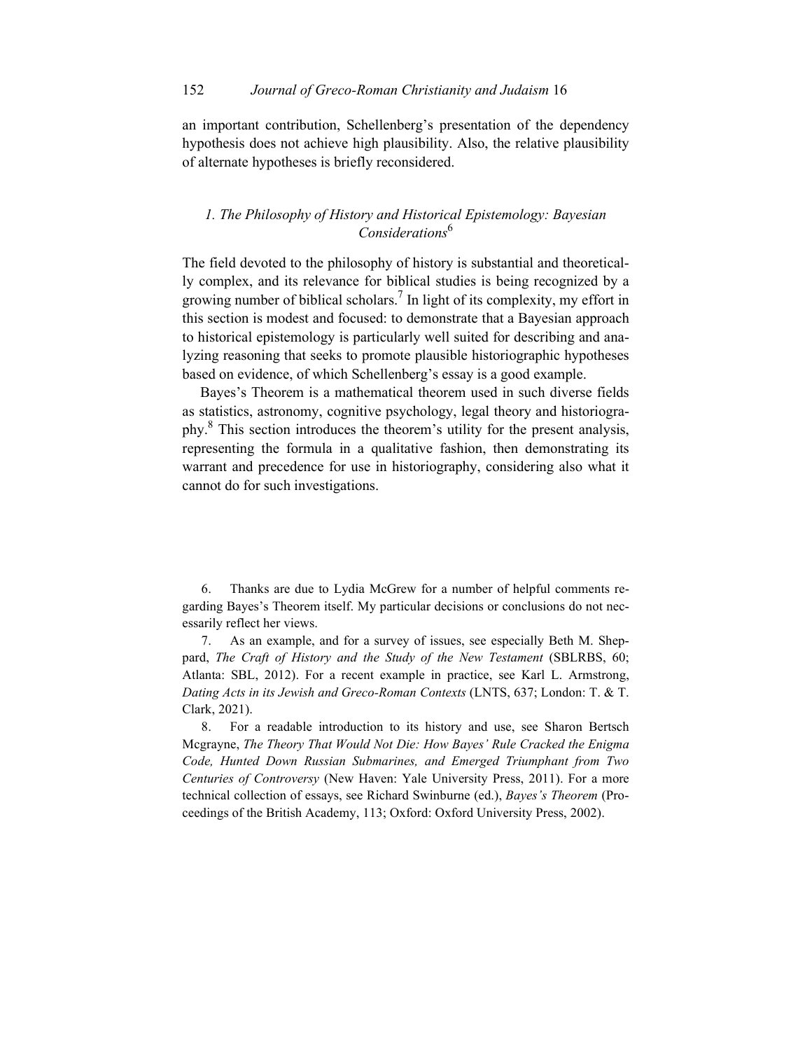an important contribution, Schellenberg's presentation of the dependency hypothesis does not achieve high plausibility. Also, the relative plausibility of alternate hypotheses is briefly reconsidered.

## *1. The Philosophy of History and Historical Epistemology: Bayesian Considerations*[6]

The field devoted to the philosophy of history is substantial and theoretically complex, and its relevance for biblical studies is being recognized by a growing number of biblical scholars.[7] In light of its complexity, my effort in this section is modest and focused: to demonstrate that a Bayesian approach to historical epistemology is particularly well suited for describing and analyzing reasoning that seeks to promote plausible historiographic hypotheses based on evidence, of which Schellenberg's essay is a good example.

Bayes's Theorem is a mathematical theorem used in such diverse fields as statistics, astronomy, cognitive psychology, legal theory and historiography.[8] This section introduces the theorem's utility for the present analysis, representing the formula in a qualitative fashion, then demonstrating its warrant and precedence for use in historiography, considering also what it cannot do for such investigations.

---

6. Thanks are due to Lydia McGrew for a number of helpful comments regarding Bayes's Theorem itself. My particular decisions or conclusions do not necessarily reflect her views.

7. As an example, and for a survey of issues, see especially Beth M. Sheppard, *The Craft of History and the Study of the New Testament* (SBLRBS, 60; Atlanta: SBL, 2012). For a recent example in practice, see Karl L. Armstrong, *Dating Acts in its Jewish and Greco-Roman Contexts* (LNTS, 637; London: T. & T. Clark, 2021).

8. For a readable introduction to its history and use, see Sharon Bertsch Mcgrayne, *The Theory That Would Not Die: How Bayes' Rule Cracked the Enigma Code, Hunted Down Russian Submarines, and Emerged Triumphant from Two Centuries of Controversy* (New Haven: Yale University Press, 2011). For a more technical collection of essays, see Richard Swinburne (ed.), *Bayes's Theorem* (Proceedings of the British Academy, 113; Oxford: Oxford University Press, 2002).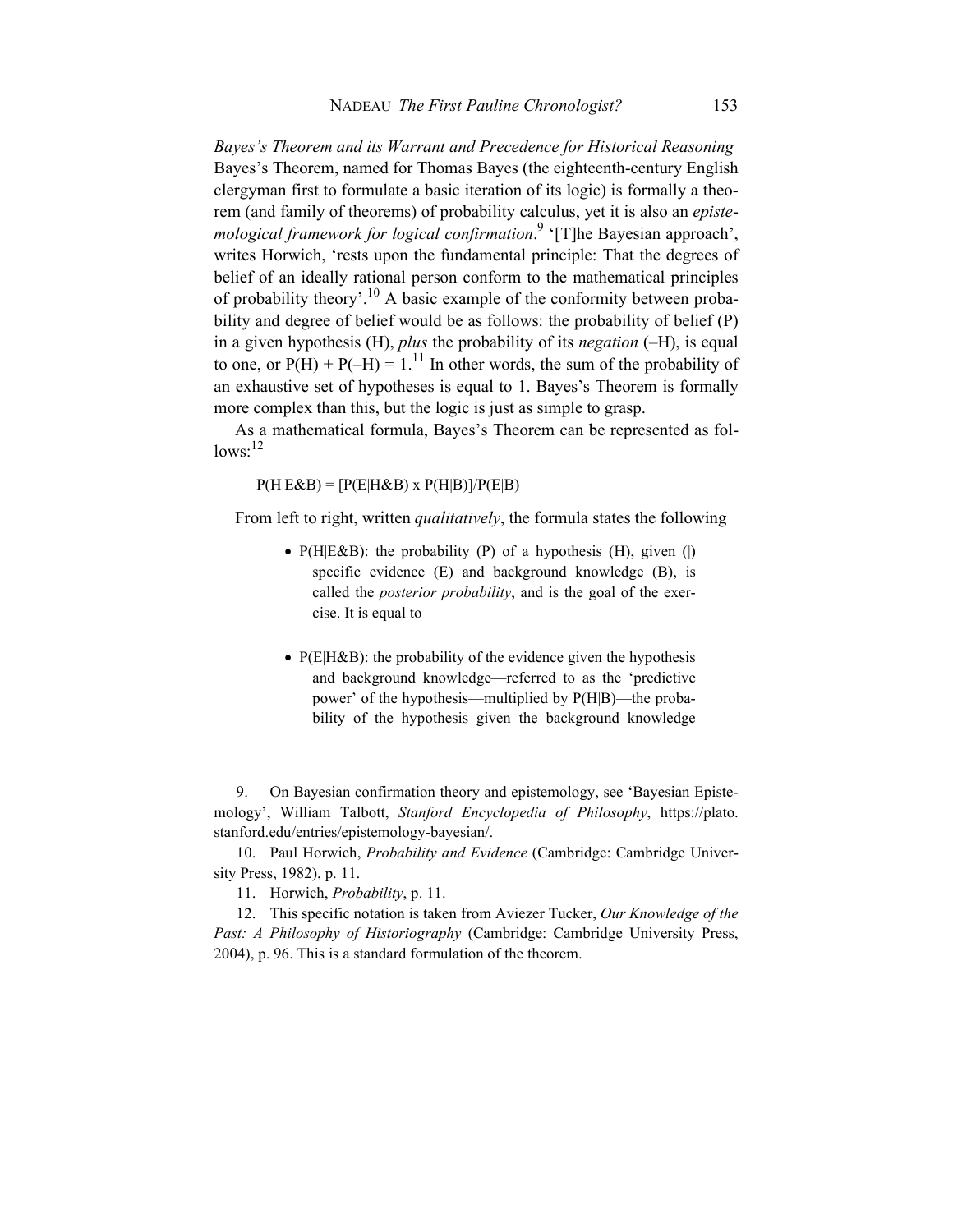*Bayes's Theorem and its Warrant and Precedence for Historical Reasoning*

Bayes's Theorem, named for Thomas Bayes (the eighteenth-century English clergyman first to formulate a basic iteration of its logic) is formally a theorem (and family of theorems) of probability calculus, yet it is also an *epistemological framework for logical confirmation*.[9] '[T]he Bayesian approach', writes Horwich, 'rests upon the fundamental principle: That the degrees of belief of an ideally rational person conform to the mathematical principles of probability theory'.[10] A basic example of the conformity between probability and degree of belief would be as follows: the probability of belief (P) in a given hypothesis (H), *plus* the probability of its *negation* (–H), is equal to one, or $P(H) + P(-H) = 1$.[11] In other words, the sum of the probability of an exhaustive set of hypotheses is equal to 1. Bayes's Theorem is formally more complex than this, but the logic is just as simple to grasp.

As a mathematical formula, Bayes's Theorem can be represented as follows:[12]

$$P(H|E\&B) = [P(E|H\&B) \times P(H|B)]/P(E|B)$$

From left to right, written *qualitatively*, the formula states the following

- $P(H|E\&B)$: the probability (P) of a hypothesis (H), given (|) specific evidence (E) and background knowledge (B), is called the *posterior probability*, and is the goal of the exercise. It is equal to

- $P(E|H\&B)$: the probability of the evidence given the hypothesis and background knowledge—referred to as the 'predictive power' of the hypothesis—multiplied by $P(H|B)$—the probability of the hypothesis given the background knowledge

9. On Bayesian confirmation theory and epistemology, see 'Bayesian Epistemology', William Talbott, *Stanford Encyclopedia of Philosophy*, https://plato.stanford.edu/entries/epistemology-bayesian/.

10. Paul Horwich, *Probability and Evidence* (Cambridge: Cambridge University Press, 1982), p. 11.

11. Horwich, *Probability*, p. 11.

12. This specific notation is taken from Aviezer Tucker, *Our Knowledge of the Past: A Philosophy of Historiography* (Cambridge: Cambridge University Press, 2004), p. 96. This is a standard formulation of the theorem.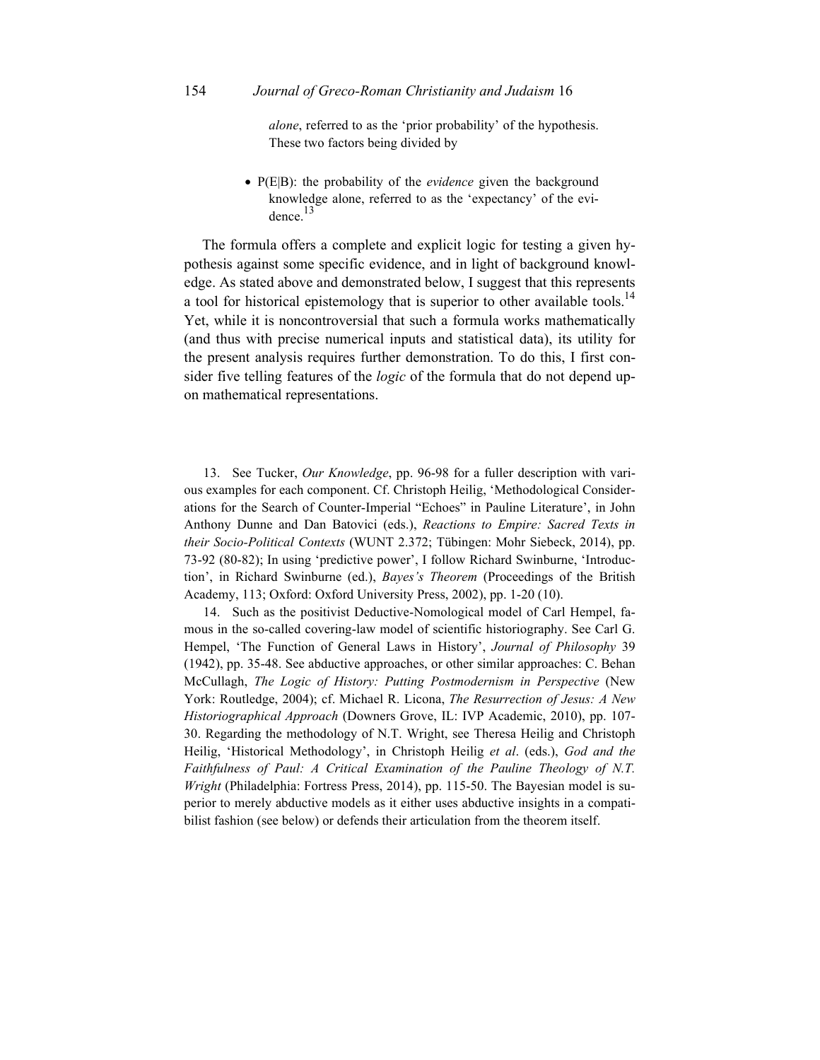*alone*, referred to as the 'prior probability' of the hypothesis. These two factors being divided by

- $P(E|B)$: the probability of the *evidence* given the background knowledge alone, referred to as the 'expectancy' of the evidence.[13]

The formula offers a complete and explicit logic for testing a given hypothesis against some specific evidence, and in light of background knowledge. As stated above and demonstrated below, I suggest that this represents a tool for historical epistemology that is superior to other available tools.[14] Yet, while it is noncontroversial that such a formula works mathematically (and thus with precise numerical inputs and statistical data), its utility for the present analysis requires further demonstration. To do this, I first consider five telling features of the *logic* of the formula that do not depend upon mathematical representations.

13. See Tucker, *Our Knowledge*, pp. 96-98 for a fuller description with various examples for each component. Cf. Christoph Heilig, 'Methodological Considerations for the Search of Counter-Imperial "Echoes" in Pauline Literature', in John Anthony Dunne and Dan Batovici (eds.), *Reactions to Empire: Sacred Texts in their Socio-Political Contexts* (WUNT 2.372; Tübingen: Mohr Siebeck, 2014), pp. 73-92 (80-82); In using 'predictive power', I follow Richard Swinburne, 'Introduction', in Richard Swinburne (ed.), *Bayes's Theorem* (Proceedings of the British Academy, 113; Oxford: Oxford University Press, 2002), pp. 1-20 (10).

14. Such as the positivist Deductive-Nomological model of Carl Hempel, famous in the so-called covering-law model of scientific historiography. See Carl G. Hempel, 'The Function of General Laws in History', *Journal of Philosophy* 39 (1942), pp. 35-48. See abductive approaches, or other similar approaches: C. Behan McCullagh, *The Logic of History: Putting Postmodernism in Perspective* (New York: Routledge, 2004); cf. Michael R. Licona, *The Resurrection of Jesus: A New Historiographical Approach* (Downers Grove, IL: IVP Academic, 2010), pp. 107-30. Regarding the methodology of N.T. Wright, see Theresa Heilig and Christoph Heilig, 'Historical Methodology', in Christoph Heilig *et al*. (eds.), *God and the Faithfulness of Paul: A Critical Examination of the Pauline Theology of N.T. Wright* (Philadelphia: Fortress Press, 2014), pp. 115-50. The Bayesian model is superior to merely abductive models as it either uses abductive insights in a compatibilist fashion (see below) or defends their articulation from the theorem itself.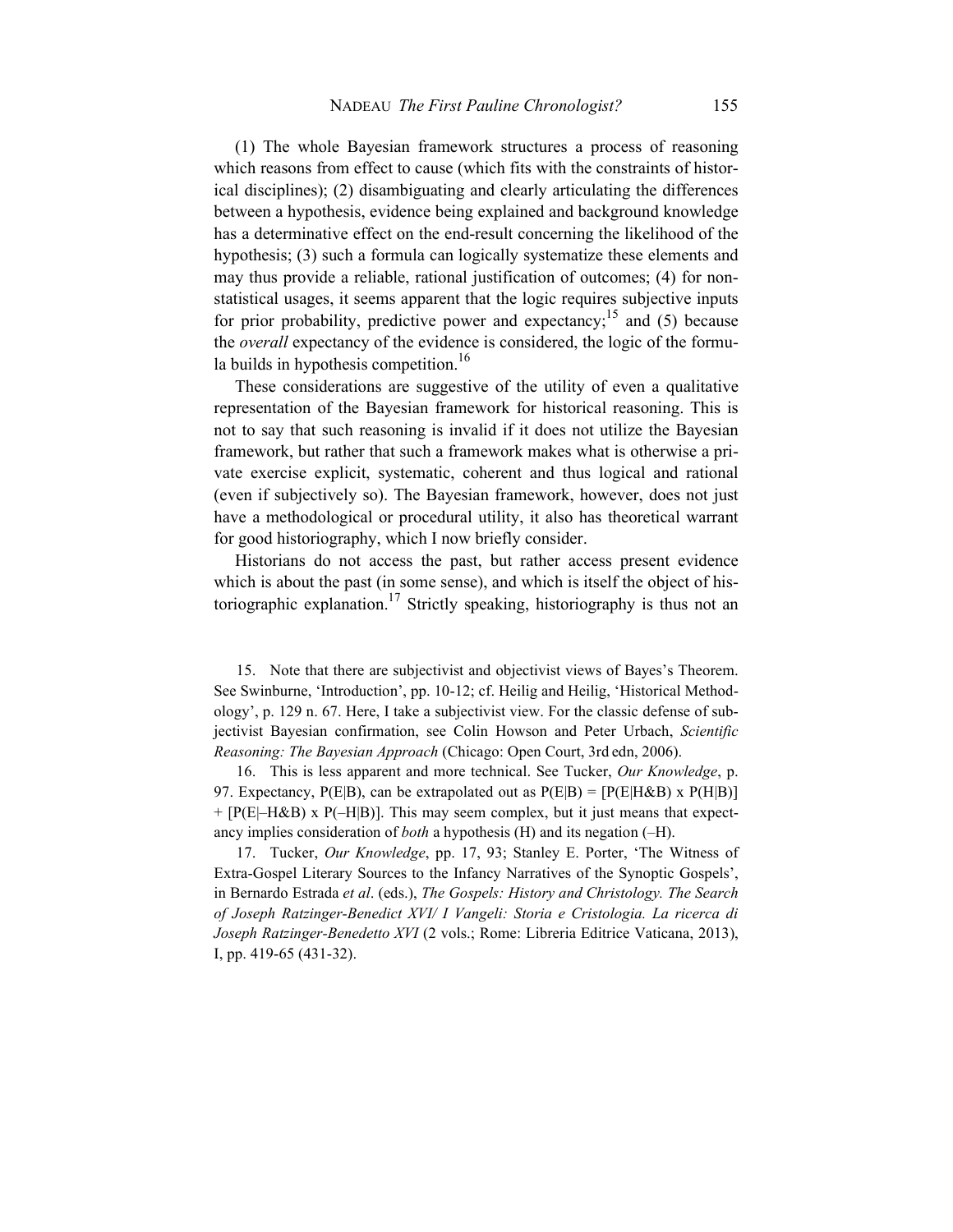(1) The whole Bayesian framework structures a process of reasoning which reasons from effect to cause (which fits with the constraints of historical disciplines); (2) disambiguating and clearly articulating the differences between a hypothesis, evidence being explained and background knowledge has a determinative effect on the end-result concerning the likelihood of the hypothesis; (3) such a formula can logically systematize these elements and may thus provide a reliable, rational justification of outcomes; (4) for non-statistical usages, it seems apparent that the logic requires subjective inputs for prior probability, predictive power and expectancy;[15] and (5) because the *overall* expectancy of the evidence is considered, the logic of the formula builds in hypothesis competition.[16]

These considerations are suggestive of the utility of even a qualitative representation of the Bayesian framework for historical reasoning. This is not to say that such reasoning is invalid if it does not utilize the Bayesian framework, but rather that such a framework makes what is otherwise a private exercise explicit, systematic, coherent and thus logical and rational (even if subjectively so). The Bayesian framework, however, does not just have a methodological or procedural utility, it also has theoretical warrant for good historiography, which I now briefly consider.

Historians do not access the past, but rather access present evidence which is about the past (in some sense), and which is itself the object of historiographic explanation.[17] Strictly speaking, historiography is thus not an

15. Note that there are subjectivist and objectivist views of Bayes's Theorem. See Swinburne, 'Introduction', pp. 10-12; cf. Heilig and Heilig, 'Historical Methodology', p. 129 n. 67. Here, I take a subjectivist view. For the classic defense of subjectivist Bayesian confirmation, see Colin Howson and Peter Urbach, *Scientific Reasoning: The Bayesian Approach* (Chicago: Open Court, 3rd edn, 2006).

16. This is less apparent and more technical. See Tucker, *Our Knowledge*, p. 97. Expectancy, $P(E|B)$, can be extrapolated out as $P(E|B) = [P(E|H\&B) \times P(H|B)] + [P(E|–H\&B) \times P(–H|B)]$. This may seem complex, but it just means that expectancy implies consideration of *both* a hypothesis (H) and its negation (–H).

17. Tucker, *Our Knowledge*, pp. 17, 93; Stanley E. Porter, 'The Witness of Extra-Gospel Literary Sources to the Infancy Narratives of the Synoptic Gospels', in Bernardo Estrada *et al*. (eds.), *The Gospels: History and Christology. The Search of Joseph Ratzinger-Benedict XVI/ I Vangeli: Storia e Cristologia. La ricerca di Joseph Ratzinger-Benedetto XVI* (2 vols.; Rome: Libreria Editrice Vaticana, 2013), I, pp. 419-65 (431-32).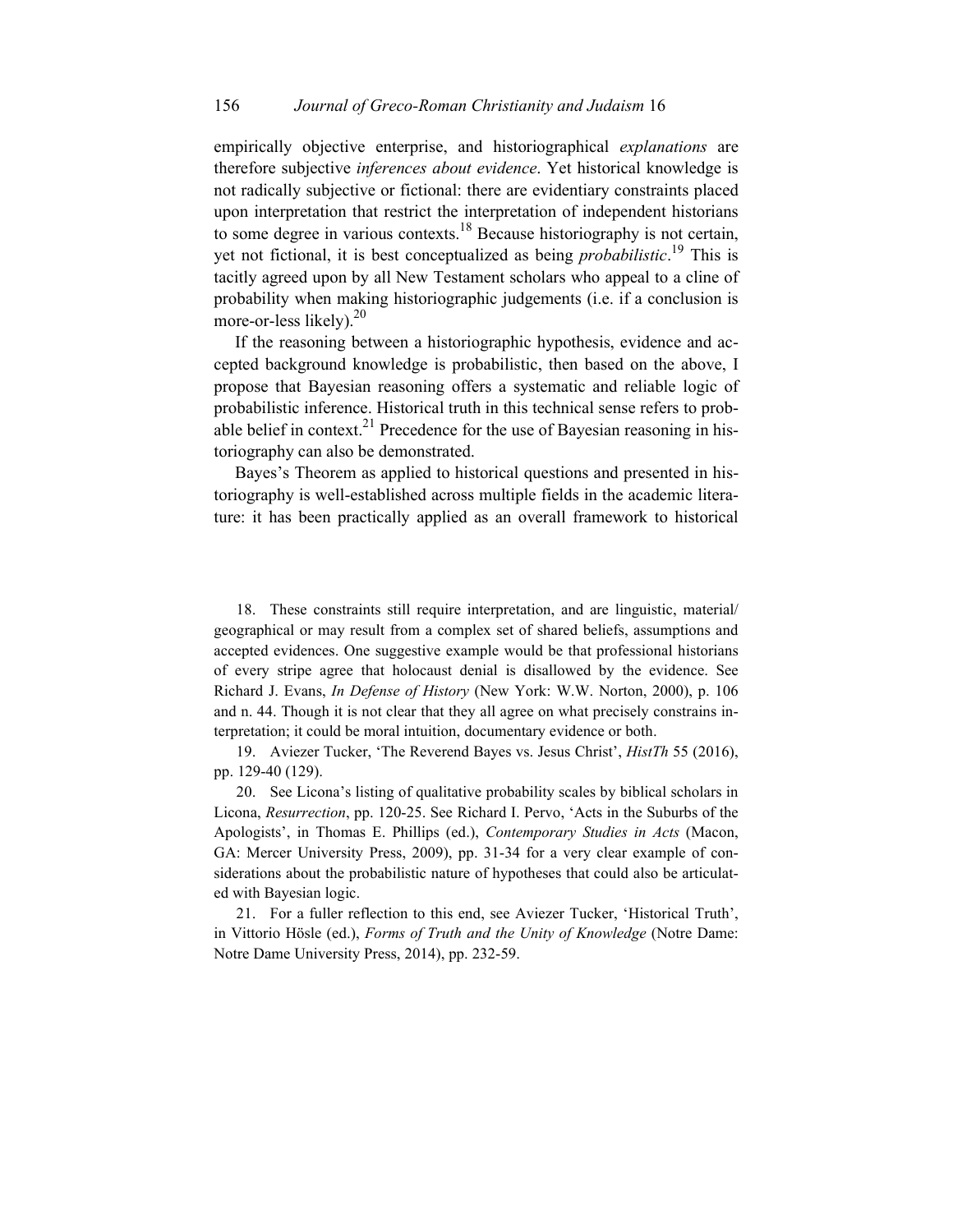empirically objective enterprise, and historiographical *explanations* are therefore subjective *inferences about evidence*. Yet historical knowledge is not radically subjective or fictional: there are evidentiary constraints placed upon interpretation that restrict the interpretation of independent historians to some degree in various contexts.[18] Because historiography is not certain, yet not fictional, it is best conceptualized as being *probabilistic*.[19] This is tacitly agreed upon by all New Testament scholars who appeal to a cline of probability when making historiographic judgements (i.e. if a conclusion is more-or-less likely).[20]

If the reasoning between a historiographic hypothesis, evidence and accepted background knowledge is probabilistic, then based on the above, I propose that Bayesian reasoning offers a systematic and reliable logic of probabilistic inference. Historical truth in this technical sense refers to probable belief in context.[21] Precedence for the use of Bayesian reasoning in historiography can also be demonstrated.

Bayes's Theorem as applied to historical questions and presented in historiography is well-established across multiple fields in the academic literature: it has been practically applied as an overall framework to historical

18. These constraints still require interpretation, and are linguistic, material/geographical or may result from a complex set of shared beliefs, assumptions and accepted evidences. One suggestive example would be that professional historians of every stripe agree that holocaust denial is disallowed by the evidence. See Richard J. Evans, *In Defense of History* (New York: W.W. Norton, 2000), p. 106 and n. 44. Though it is not clear that they all agree on what precisely constrains interpretation; it could be moral intuition, documentary evidence or both.

19. Aviezer Tucker, 'The Reverend Bayes vs. Jesus Christ', *HistTh* 55 (2016), pp. 129-40 (129).

20. See Licona's listing of qualitative probability scales by biblical scholars in Licona, *Resurrection*, pp. 120-25. See Richard I. Pervo, 'Acts in the Suburbs of the Apologists', in Thomas E. Phillips (ed.), *Contemporary Studies in Acts* (Macon, GA: Mercer University Press, 2009), pp. 31-34 for a very clear example of considerations about the probabilistic nature of hypotheses that could also be articulated with Bayesian logic.

21. For a fuller reflection to this end, see Aviezer Tucker, 'Historical Truth', in Vittorio Hösle (ed.), *Forms of Truth and the Unity of Knowledge* (Notre Dame: Notre Dame University Press, 2014), pp. 232-59.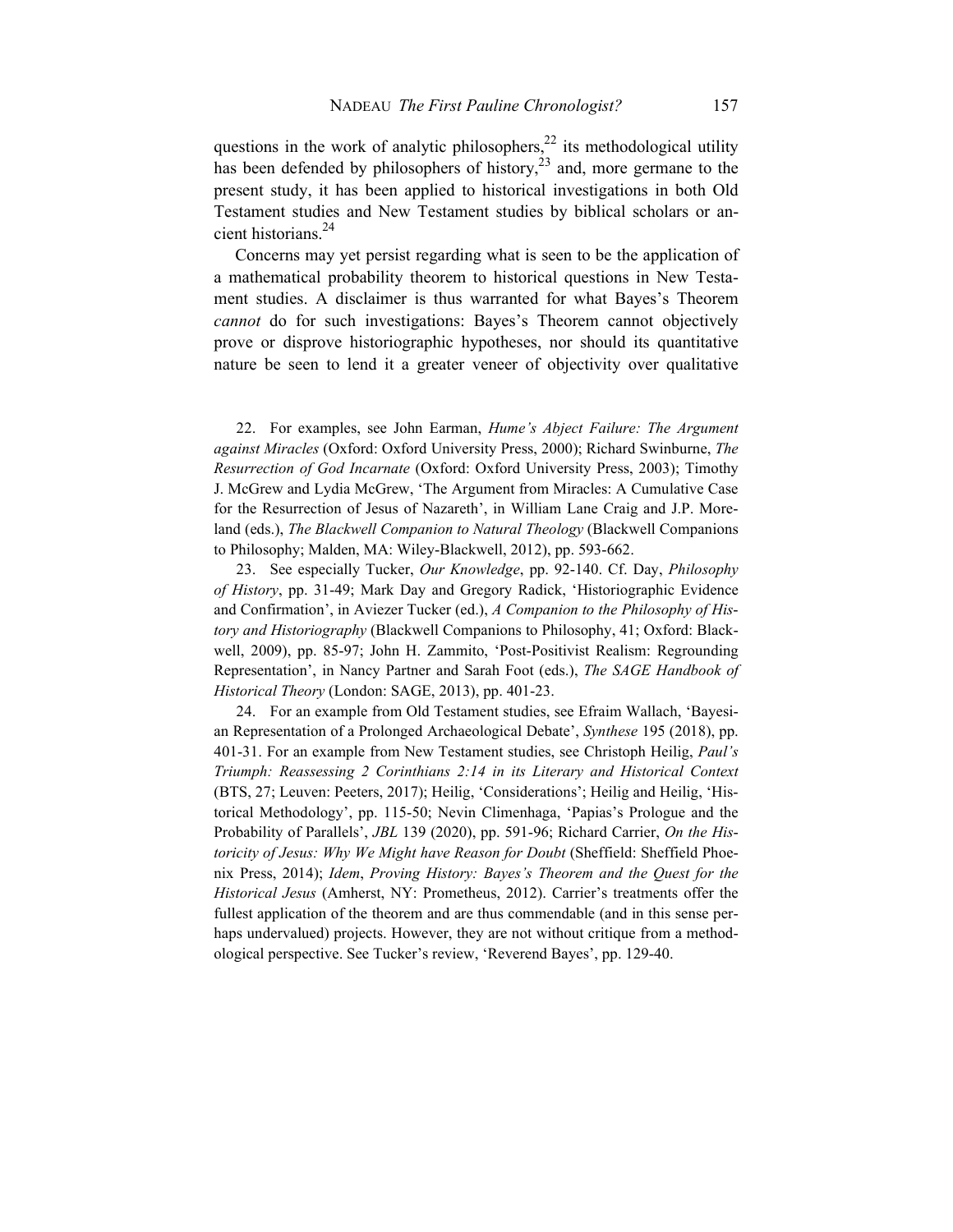questions in the work of analytic philosophers,[22] its methodological utility has been defended by philosophers of history,[23] and, more germane to the present study, it has been applied to historical investigations in both Old Testament studies and New Testament studies by biblical scholars or ancient historians.[24]

Concerns may yet persist regarding what is seen to be the application of a mathematical probability theorem to historical questions in New Testament studies. A disclaimer is thus warranted for what Bayes's Theorem *cannot* do for such investigations: Bayes's Theorem cannot objectively prove or disprove historiographic hypotheses, nor should its quantitative nature be seen to lend it a greater veneer of objectivity over qualitative

22. For examples, see John Earman, *Hume's Abject Failure: The Argument against Miracles* (Oxford: Oxford University Press, 2000); Richard Swinburne, *The Resurrection of God Incarnate* (Oxford: Oxford University Press, 2003); Timothy J. McGrew and Lydia McGrew, 'The Argument from Miracles: A Cumulative Case for the Resurrection of Jesus of Nazareth', in William Lane Craig and J.P. Moreland (eds.), *The Blackwell Companion to Natural Theology* (Blackwell Companions to Philosophy; Malden, MA: Wiley-Blackwell, 2012), pp. 593-662.

23. See especially Tucker, *Our Knowledge*, pp. 92-140. Cf. Day, *Philosophy of History*, pp. 31-49; Mark Day and Gregory Radick, 'Historiographic Evidence and Confirmation', in Aviezer Tucker (ed.), *A Companion to the Philosophy of History and Historiography* (Blackwell Companions to Philosophy, 41; Oxford: Blackwell, 2009), pp. 85-97; John H. Zammito, 'Post-Positivist Realism: Regrounding Representation', in Nancy Partner and Sarah Foot (eds.), *The SAGE Handbook of Historical Theory* (London: SAGE, 2013), pp. 401-23.

24. For an example from Old Testament studies, see Efraim Wallach, 'Bayesian Representation of a Prolonged Archaeological Debate', *Synthese* 195 (2018), pp. 401-31. For an example from New Testament studies, see Christoph Heilig, *Paul's Triumph: Reassessing 2 Corinthians 2:14 in its Literary and Historical Context* (BTS, 27; Leuven: Peeters, 2017); Heilig, 'Considerations'; Heilig and Heilig, 'Historical Methodology', pp. 115-50; Nevin Climenhaga, 'Papias's Prologue and the Probability of Parallels', *JBL* 139 (2020), pp. 591-96; Richard Carrier, *On the Historicity of Jesus: Why We Might have Reason for Doubt* (Sheffield: Sheffield Phoenix Press, 2014); *Idem*, *Proving History: Bayes's Theorem and the Quest for the Historical Jesus* (Amherst, NY: Prometheus, 2012). Carrier's treatments offer the fullest application of the theorem and are thus commendable (and in this sense perhaps undervalued) projects. However, they are not without critique from a methodological perspective. See Tucker's review, 'Reverend Bayes', pp. 129-40.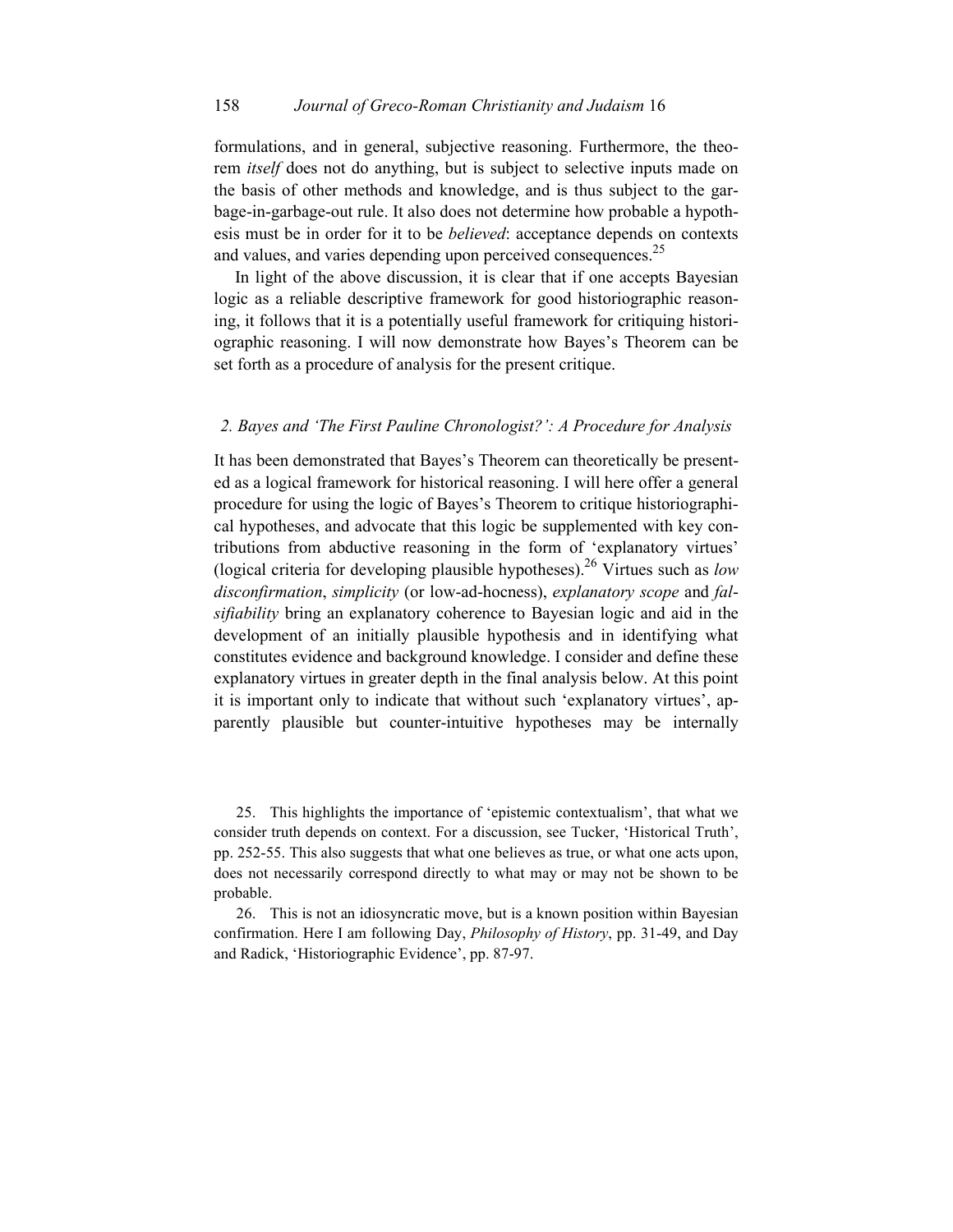formulations, and in general, subjective reasoning. Furthermore, the theorem *itself* does not do anything, but is subject to selective inputs made on the basis of other methods and knowledge, and is thus subject to the garbage-in-garbage-out rule. It also does not determine how probable a hypothesis must be in order for it to be *believed*: acceptance depends on contexts and values, and varies depending upon perceived consequences.[25]

In light of the above discussion, it is clear that if one accepts Bayesian logic as a reliable descriptive framework for good historiographic reasoning, it follows that it is a potentially useful framework for critiquing historiographic reasoning. I will now demonstrate how Bayes's Theorem can be set forth as a procedure of analysis for the present critique.

### *2. Bayes and 'The First Pauline Chronologist?': A Procedure for Analysis*

It has been demonstrated that Bayes's Theorem can theoretically be presented as a logical framework for historical reasoning. I will here offer a general procedure for using the logic of Bayes's Theorem to critique historiographical hypotheses, and advocate that this logic be supplemented with key contributions from abductive reasoning in the form of 'explanatory virtues' (logical criteria for developing plausible hypotheses).[26] Virtues such as *low disconfirmation*, *simplicity* (or low-ad-hocness), *explanatory scope* and *falsifiability* bring an explanatory coherence to Bayesian logic and aid in the development of an initially plausible hypothesis and in identifying what constitutes evidence and background knowledge. I consider and define these explanatory virtues in greater depth in the final analysis below. At this point it is important only to indicate that without such 'explanatory virtues', apparently plausible but counter-intuitive hypotheses may be internally

25. This highlights the importance of 'epistemic contextualism', that what we consider truth depends on context. For a discussion, see Tucker, 'Historical Truth', pp. 252-55. This also suggests that what one believes as true, or what one acts upon, does not necessarily correspond directly to what may or may not be shown to be probable.

26. This is not an idiosyncratic move, but is a known position within Bayesian confirmation. Here I am following Day, *Philosophy of History*, pp. 31-49, and Day and Radick, 'Historiographic Evidence', pp. 87-97.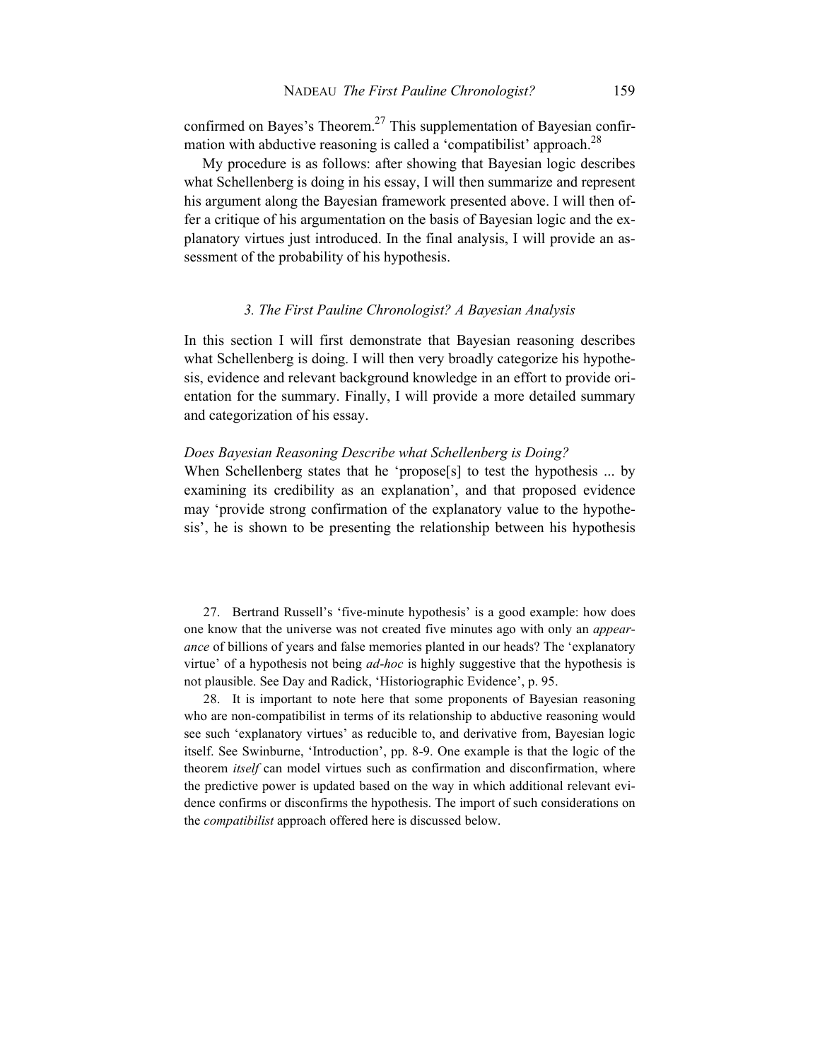confirmed on Bayes's Theorem.[27] This supplementation of Bayesian confirmation with abductive reasoning is called a 'compatibilist' approach.[28]

My procedure is as follows: after showing that Bayesian logic describes what Schellenberg is doing in his essay, I will then summarize and represent his argument along the Bayesian framework presented above. I will then offer a critique of his argumentation on the basis of Bayesian logic and the explanatory virtues just introduced. In the final analysis, I will provide an assessment of the probability of his hypothesis.

### *3. The First Pauline Chronologist? A Bayesian Analysis*

In this section I will first demonstrate that Bayesian reasoning describes what Schellenberg is doing. I will then very broadly categorize his hypothesis, evidence and relevant background knowledge in an effort to provide orientation for the summary. Finally, I will provide a more detailed summary and categorization of his essay.

#### *Does Bayesian Reasoning Describe what Schellenberg is Doing?*

When Schellenberg states that he 'propose[s] to test the hypothesis ... by examining its credibility as an explanation', and that proposed evidence may 'provide strong confirmation of the explanatory value to the hypothesis', he is shown to be presenting the relationship between his hypothesis

27. Bertrand Russell's 'five-minute hypothesis' is a good example: how does one know that the universe was not created five minutes ago with only an *appearance* of billions of years and false memories planted in our heads? The 'explanatory virtue' of a hypothesis not being *ad-hoc* is highly suggestive that the hypothesis is not plausible. See Day and Radick, 'Historiographic Evidence', p. 95.

28. It is important to note here that some proponents of Bayesian reasoning who are non-compatibilist in terms of its relationship to abductive reasoning would see such 'explanatory virtues' as reducible to, and derivative from, Bayesian logic itself. See Swinburne, 'Introduction', pp. 8-9. One example is that the logic of the theorem *itself* can model virtues such as confirmation and disconfirmation, where the predictive power is updated based on the way in which additional relevant evidence confirms or disconfirms the hypothesis. The import of such considerations on the *compatibilist* approach offered here is discussed below.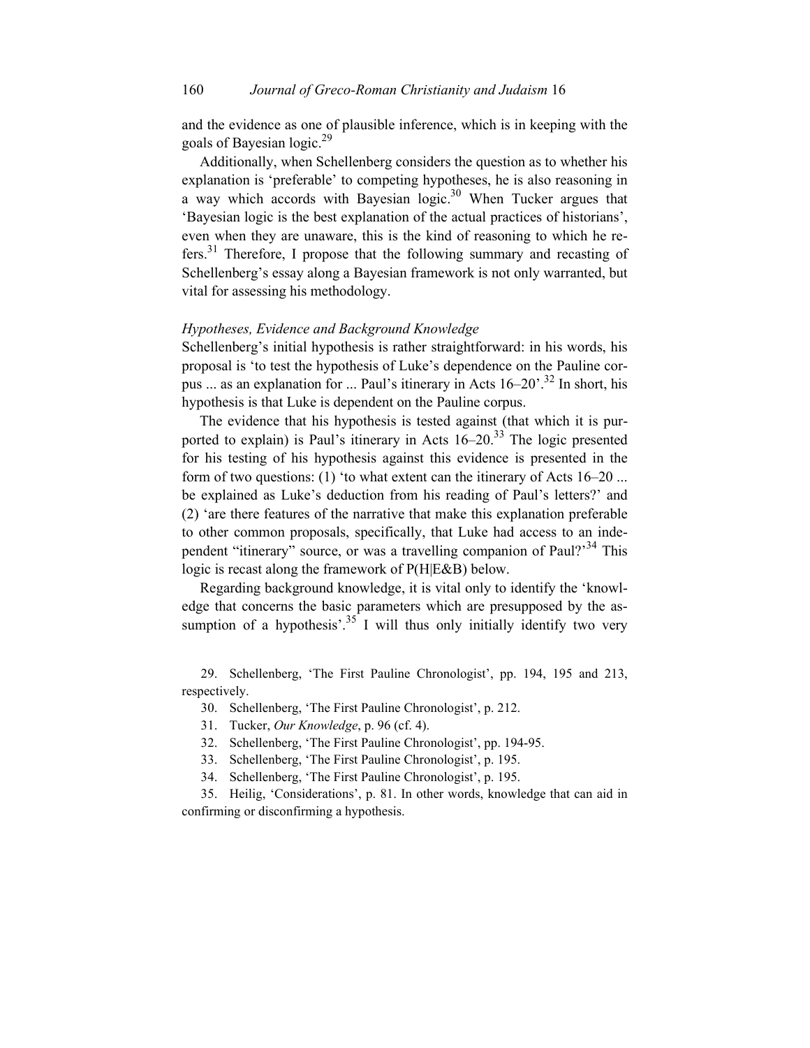and the evidence as one of plausible inference, which is in keeping with the goals of Bayesian logic.[29]

Additionally, when Schellenberg considers the question as to whether his explanation is 'preferable' to competing hypotheses, he is also reasoning in a way which accords with Bayesian logic.[30] When Tucker argues that 'Bayesian logic is the best explanation of the actual practices of historians', even when they are unaware, this is the kind of reasoning to which he refers.[31] Therefore, I propose that the following summary and recasting of Schellenberg's essay along a Bayesian framework is not only warranted, but vital for assessing his methodology.

### *Hypotheses, Evidence and Background Knowledge*

Schellenberg's initial hypothesis is rather straightforward: in his words, his proposal is 'to test the hypothesis of Luke's dependence on the Pauline corpus ... as an explanation for ... Paul's itinerary in Acts 16–20'.[32] In short, his hypothesis is that Luke is dependent on the Pauline corpus.

The evidence that his hypothesis is tested against (that which it is purported to explain) is Paul's itinerary in Acts 16–20.[33] The logic presented for his testing of his hypothesis against this evidence is presented in the form of two questions: (1) 'to what extent can the itinerary of Acts 16–20 ... be explained as Luke's deduction from his reading of Paul's letters?' and (2) 'are there features of the narrative that make this explanation preferable to other common proposals, specifically, that Luke had access to an independent "itinerary" source, or was a travelling companion of Paul?'[34] This logic is recast along the framework of $P(H|E\&B)$ below.

Regarding background knowledge, it is vital only to identify the 'knowledge that concerns the basic parameters which are presupposed by the assumption of a hypothesis'.[35] I will thus only initially identify two very

29. Schellenberg, 'The First Pauline Chronologist', pp. 194, 195 and 213, respectively.

30. Schellenberg, 'The First Pauline Chronologist', p. 212.

31. Tucker, *Our Knowledge*, p. 96 (cf. 4).

32. Schellenberg, 'The First Pauline Chronologist', pp. 194-95.

33. Schellenberg, 'The First Pauline Chronologist', p. 195.

34. Schellenberg, 'The First Pauline Chronologist', p. 195.

35. Heilig, 'Considerations', p. 81. In other words, knowledge that can aid in confirming or disconfirming a hypothesis.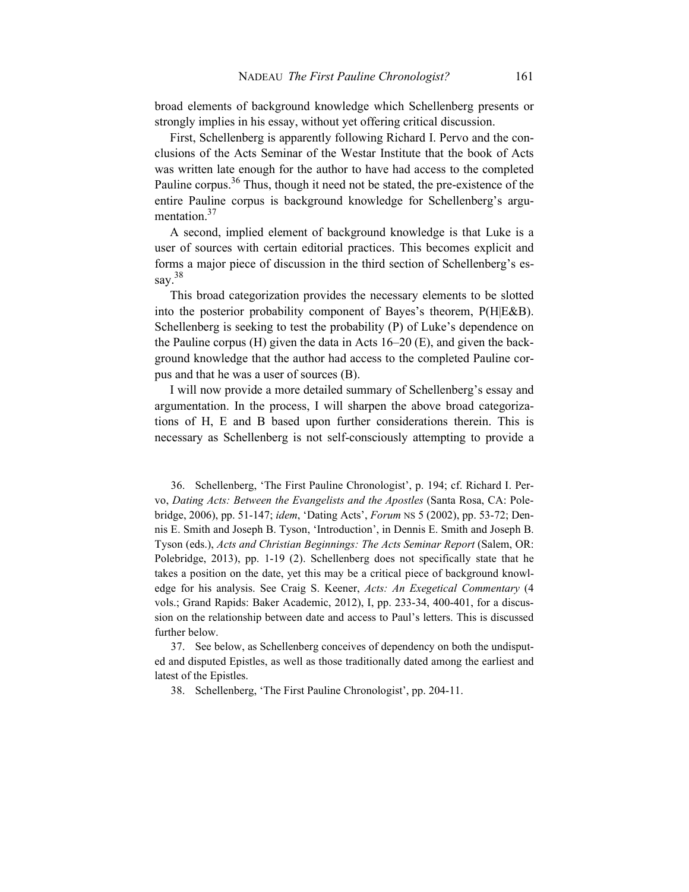broad elements of background knowledge which Schellenberg presents or strongly implies in his essay, without yet offering critical discussion.

First, Schellenberg is apparently following Richard I. Pervo and the conclusions of the Acts Seminar of the Westar Institute that the book of Acts was written late enough for the author to have had access to the completed Pauline corpus.[36] Thus, though it need not be stated, the pre-existence of the entire Pauline corpus is background knowledge for Schellenberg's argumentation.[37]

A second, implied element of background knowledge is that Luke is a user of sources with certain editorial practices. This becomes explicit and forms a major piece of discussion in the third section of Schellenberg's essay.[38]

This broad categorization provides the necessary elements to be slotted into the posterior probability component of Bayes's theorem, P(H|E&B). Schellenberg is seeking to test the probability (P) of Luke's dependence on the Pauline corpus (H) given the data in Acts 16–20 (E), and given the background knowledge that the author had access to the completed Pauline corpus and that he was a user of sources (B).

I will now provide a more detailed summary of Schellenberg's essay and argumentation. In the process, I will sharpen the above broad categorizations of H, E and B based upon further considerations therein. This is necessary as Schellenberg is not self-consciously attempting to provide a

36. Schellenberg, 'The First Pauline Chronologist', p. 194; cf. Richard I. Pervo, *Dating Acts: Between the Evangelists and the Apostles* (Santa Rosa, CA: Polebridge, 2006), pp. 51-147; *idem*, 'Dating Acts', *Forum* NS 5 (2002), pp. 53-72; Dennis E. Smith and Joseph B. Tyson, 'Introduction', in Dennis E. Smith and Joseph B. Tyson (eds.), *Acts and Christian Beginnings: The Acts Seminar Report* (Salem, OR: Polebridge, 2013), pp. 1-19 (2). Schellenberg does not specifically state that he takes a position on the date, yet this may be a critical piece of background knowledge for his analysis. See Craig S. Keener, *Acts: An Exegetical Commentary* (4 vols.; Grand Rapids: Baker Academic, 2012), I, pp. 233-34, 400-401, for a discussion on the relationship between date and access to Paul's letters. This is discussed further below.

37. See below, as Schellenberg conceives of dependency on both the undisputed and disputed Epistles, as well as those traditionally dated among the earliest and latest of the Epistles.

38. Schellenberg, 'The First Pauline Chronologist', pp. 204-11.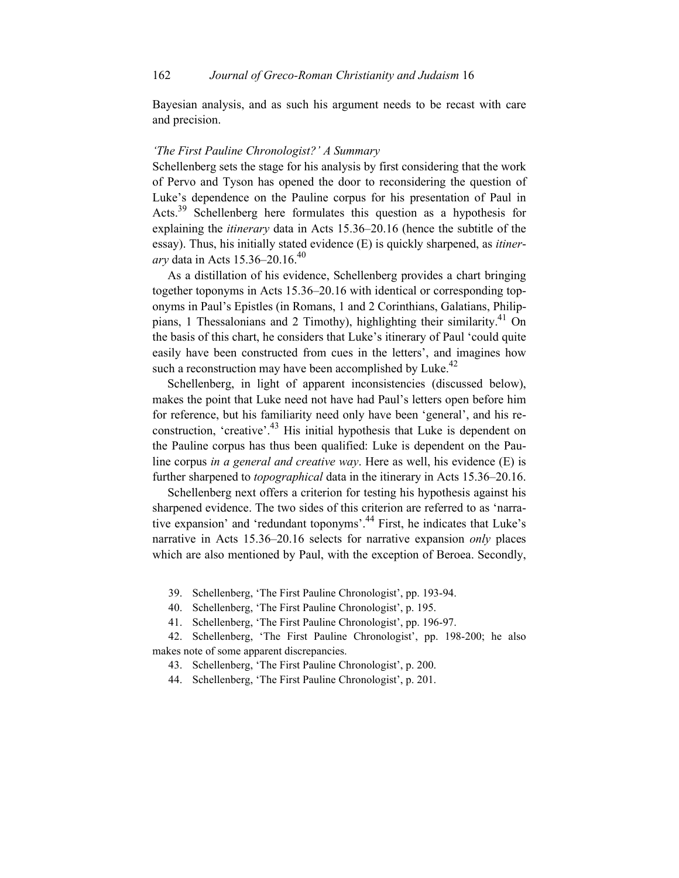Bayesian analysis, and as such his argument needs to be recast with care and precision.

### *'The First Pauline Chronologist?' A Summary*

Schellenberg sets the stage for his analysis by first considering that the work of Pervo and Tyson has opened the door to reconsidering the question of Luke's dependence on the Pauline corpus for his presentation of Paul in Acts.[39] Schellenberg here formulates this question as a hypothesis for explaining the *itinerary* data in Acts 15.36–20.16 (hence the subtitle of the essay). Thus, his initially stated evidence (E) is quickly sharpened, as *itinerary* data in Acts 15.36–20.16.[40]

As a distillation of his evidence, Schellenberg provides a chart bringing together toponyms in Acts 15.36–20.16 with identical or corresponding toponyms in Paul's Epistles (in Romans, 1 and 2 Corinthians, Galatians, Philippians, 1 Thessalonians and 2 Timothy), highlighting their similarity.[41] On the basis of this chart, he considers that Luke's itinerary of Paul 'could quite easily have been constructed from cues in the letters', and imagines how such a reconstruction may have been accomplished by Luke.[42]

Schellenberg, in light of apparent inconsistencies (discussed below), makes the point that Luke need not have had Paul's letters open before him for reference, but his familiarity need only have been 'general', and his reconstruction, 'creative'.[43] His initial hypothesis that Luke is dependent on the Pauline corpus has thus been qualified: Luke is dependent on the Pauline corpus *in a general and creative way*. Here as well, his evidence (E) is further sharpened to *topographical* data in the itinerary in Acts 15.36–20.16.

Schellenberg next offers a criterion for testing his hypothesis against his sharpened evidence. The two sides of this criterion are referred to as 'narrative expansion' and 'redundant toponyms'.[44] First, he indicates that Luke's narrative in Acts 15.36–20.16 selects for narrative expansion *only* places which are also mentioned by Paul, with the exception of Beroea. Secondly,

39. Schellenberg, 'The First Pauline Chronologist', pp. 193-94.

40. Schellenberg, 'The First Pauline Chronologist', p. 195.

41. Schellenberg, 'The First Pauline Chronologist', pp. 196-97.

42. Schellenberg, 'The First Pauline Chronologist', pp. 198-200; he also makes note of some apparent discrepancies.

43. Schellenberg, 'The First Pauline Chronologist', p. 200.

44. Schellenberg, 'The First Pauline Chronologist', p. 201.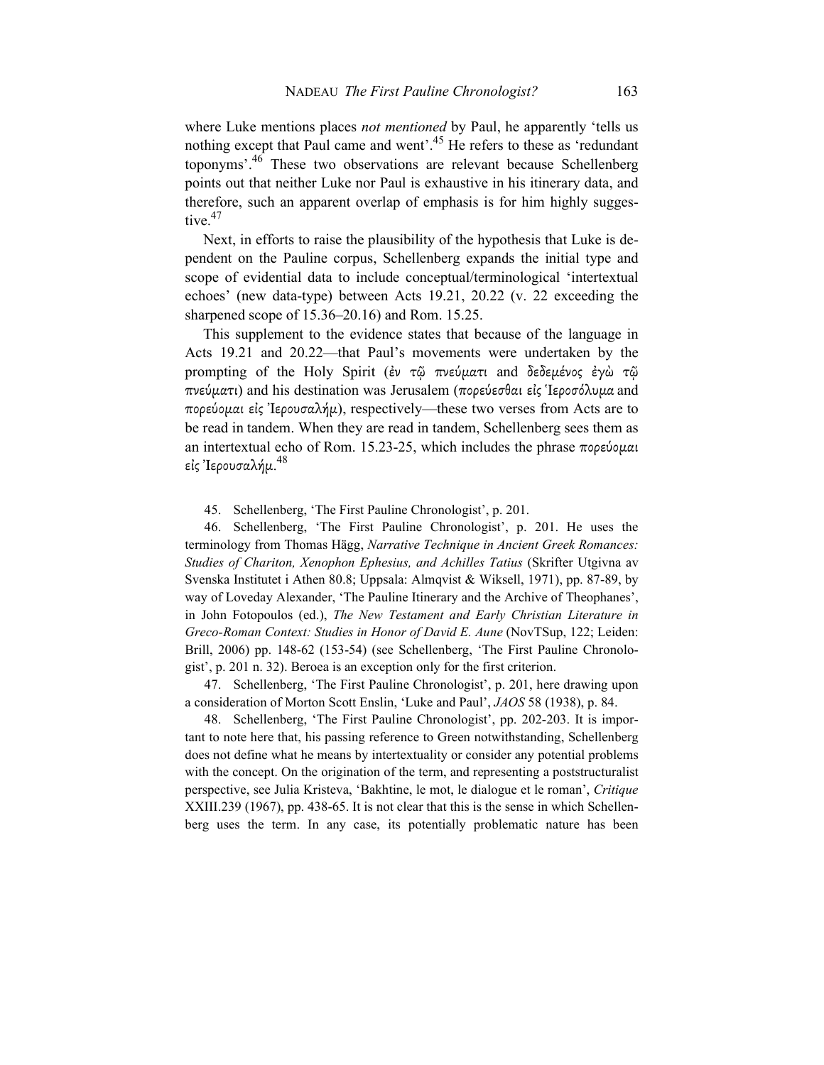where Luke mentions places *not mentioned* by Paul, he apparently 'tells us nothing except that Paul came and went'.[45] He refers to these as 'redundant toponyms'.[46] These two observations are relevant because Schellenberg points out that neither Luke nor Paul is exhaustive in his itinerary data, and therefore, such an apparent overlap of emphasis is for him highly suggestive.[47]

Next, in efforts to raise the plausibility of the hypothesis that Luke is dependent on the Pauline corpus, Schellenberg expands the initial type and scope of evidential data to include conceptual/terminological 'intertextual echoes' (new data-type) between Acts 19.21, 20.22 (v. 22 exceeding the sharpened scope of 15.36–20.16) and Rom. 15.25.

This supplement to the evidence states that because of the language in Acts 19.21 and 20.22—that Paul's movements were undertaken by the prompting of the Holy Spirit (ἐν τῷ πνεύματι and δεδεμένος ἐγὼ τῷ πνεύματι) and his destination was Jerusalem (πορεύεσθαι εἰς Ἱεροσόλυμα and πορεύομαι εἰς Ἰερουσαλήμ), respectively—these two verses from Acts are to be read in tandem. When they are read in tandem, Schellenberg sees them as an intertextual echo of Rom. 15.23-25, which includes the phrase πορεύομαι εἰς Ἰερουσαλήμ.[48]

45. Schellenberg, 'The First Pauline Chronologist', p. 201.

46. Schellenberg, 'The First Pauline Chronologist', p. 201. He uses the terminology from Thomas Hägg, *Narrative Technique in Ancient Greek Romances: Studies of Chariton, Xenophon Ephesius, and Achilles Tatius* (Skrifter Utgivna av Svenska Institutet i Athen 80.8; Uppsala: Almqvist & Wiksell, 1971), pp. 87-89, by way of Loveday Alexander, 'The Pauline Itinerary and the Archive of Theophanes', in John Fotopoulos (ed.), *The New Testament and Early Christian Literature in Greco-Roman Context: Studies in Honor of David E. Aune* (NovTSup, 122; Leiden: Brill, 2006) pp. 148-62 (153-54) (see Schellenberg, 'The First Pauline Chronologist', p. 201 n. 32). Beroea is an exception only for the first criterion.

47. Schellenberg, 'The First Pauline Chronologist', p. 201, here drawing upon a consideration of Morton Scott Enslin, 'Luke and Paul', *JAOS* 58 (1938), p. 84.

48. Schellenberg, 'The First Pauline Chronologist', pp. 202-203. It is important to note here that, his passing reference to Green notwithstanding, Schellenberg does not define what he means by intertextuality or consider any potential problems with the concept. On the origination of the term, and representing a poststructuralist perspective, see Julia Kristeva, 'Bakhtine, le mot, le dialogue et le roman', *Critique* XXIII.239 (1967), pp. 438-65. It is not clear that this is the sense in which Schellenberg uses the term. In any case, its potentially problematic nature has been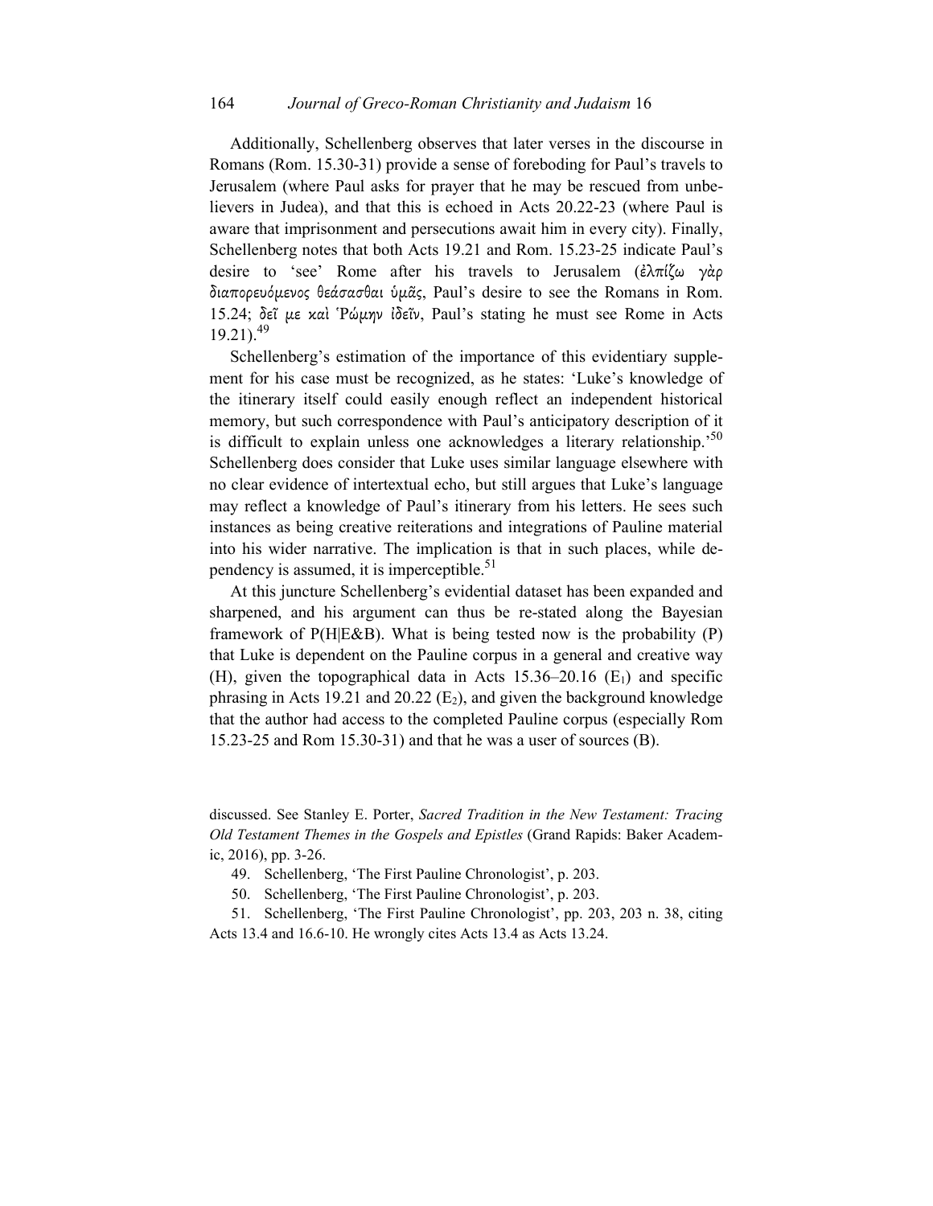Additionally, Schellenberg observes that later verses in the discourse in Romans (Rom. 15.30-31) provide a sense of foreboding for Paul's travels to Jerusalem (where Paul asks for prayer that he may be rescued from unbelievers in Judea), and that this is echoed in Acts 20.22-23 (where Paul is aware that imprisonment and persecutions await him in every city). Finally, Schellenberg notes that both Acts 19.21 and Rom. 15.23-25 indicate Paul's desire to 'see' Rome after his travels to Jerusalem (ἐλπίζω γὰρ διαπορευόμενος θεάσασθαι ὑμᾶς, Paul's desire to see the Romans in Rom. 15.24; δεῖ με καὶ Ῥώμην ἰδεῖν, Paul's stating he must see Rome in Acts 19.21).[49]

Schellenberg's estimation of the importance of this evidentiary supplement for his case must be recognized, as he states: 'Luke's knowledge of the itinerary itself could easily enough reflect an independent historical memory, but such correspondence with Paul's anticipatory description of it is difficult to explain unless one acknowledges a literary relationship.'[50] Schellenberg does consider that Luke uses similar language elsewhere with no clear evidence of intertextual echo, but still argues that Luke's language may reflect a knowledge of Paul's itinerary from his letters. He sees such instances as being creative reiterations and integrations of Pauline material into his wider narrative. The implication is that in such places, while dependency is assumed, it is imperceptible.[51]

At this juncture Schellenberg's evidential dataset has been expanded and sharpened, and his argument can thus be re-stated along the Bayesian framework of $P(H|E\&B)$. What is being tested now is the probability ($P$) that Luke is dependent on the Pauline corpus in a general and creative way ($H$), given the topographical data in Acts 15.36–20.16 ($E_1$) and specific phrasing in Acts 19.21 and 20.22 ($E_2$), and given the background knowledge that the author had access to the completed Pauline corpus (especially Rom 15.23-25 and Rom 15.30-31) and that he was a user of sources ($B$).

discussed. See Stanley E. Porter, *Sacred Tradition in the New Testament: Tracing Old Testament Themes in the Gospels and Epistles* (Grand Rapids: Baker Academic, 2016), pp. 3-26.

49. Schellenberg, 'The First Pauline Chronologist', p. 203.

50. Schellenberg, 'The First Pauline Chronologist', p. 203.

51. Schellenberg, 'The First Pauline Chronologist', pp. 203, 203 n. 38, citing Acts 13.4 and 16.6-10. He wrongly cites Acts 13.4 as Acts 13.24.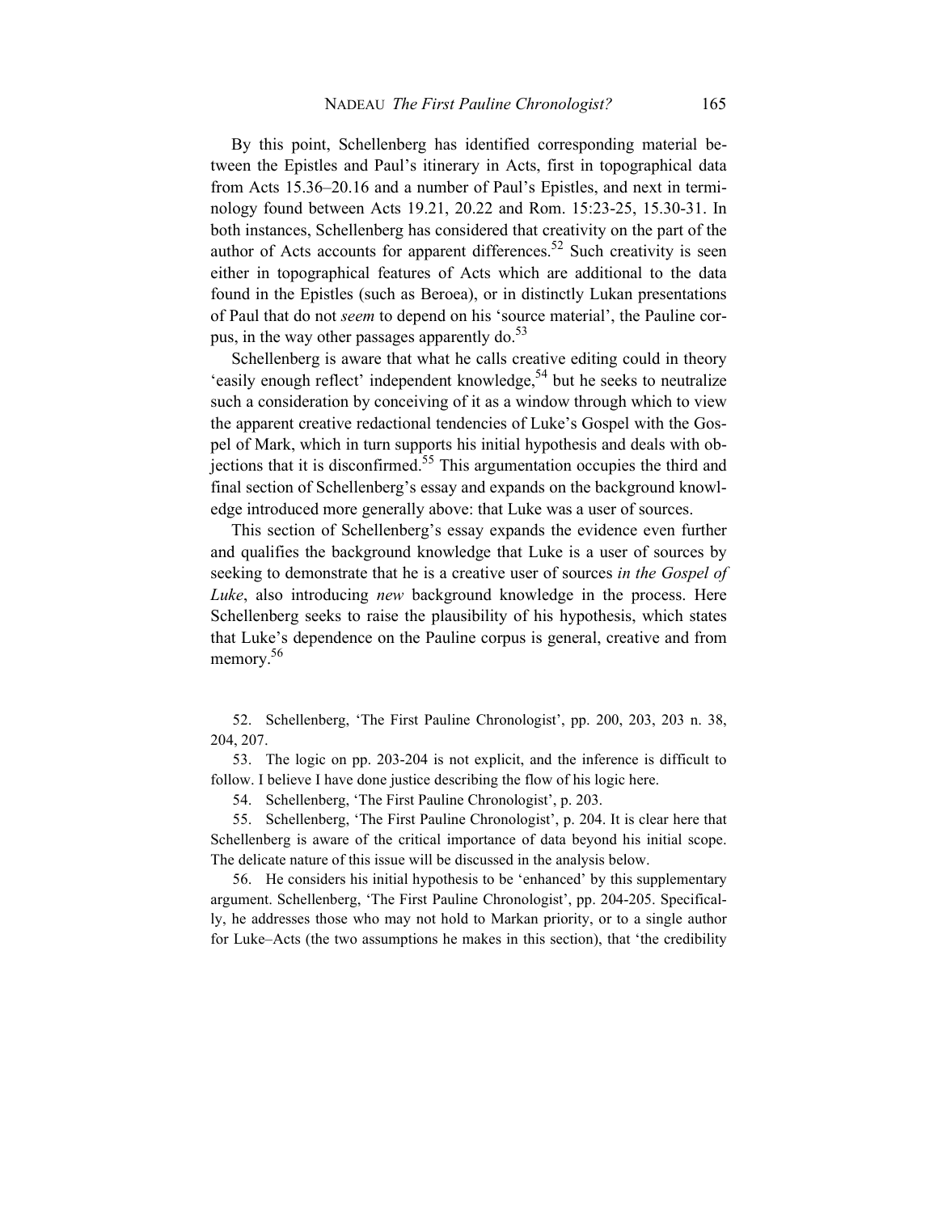By this point, Schellenberg has identified corresponding material between the Epistles and Paul's itinerary in Acts, first in topographical data from Acts 15.36–20.16 and a number of Paul's Epistles, and next in terminology found between Acts 19.21, 20.22 and Rom. 15:23-25, 15.30-31. In both instances, Schellenberg has considered that creativity on the part of the author of Acts accounts for apparent differences.[52] Such creativity is seen either in topographical features of Acts which are additional to the data found in the Epistles (such as Beroea), or in distinctly Lukan presentations of Paul that do not *seem* to depend on his 'source material', the Pauline corpus, in the way other passages apparently do.[53]

Schellenberg is aware that what he calls creative editing could in theory 'easily enough reflect' independent knowledge,[54] but he seeks to neutralize such a consideration by conceiving of it as a window through which to view the apparent creative redactional tendencies of Luke's Gospel with the Gospel of Mark, which in turn supports his initial hypothesis and deals with objections that it is disconfirmed.[55] This argumentation occupies the third and final section of Schellenberg's essay and expands on the background knowledge introduced more generally above: that Luke was a user of sources.

This section of Schellenberg's essay expands the evidence even further and qualifies the background knowledge that Luke is a user of sources by seeking to demonstrate that he is a creative user of sources *in the Gospel of Luke*, also introducing *new* background knowledge in the process. Here Schellenberg seeks to raise the plausibility of his hypothesis, which states that Luke's dependence on the Pauline corpus is general, creative and from memory.[56]

52. Schellenberg, 'The First Pauline Chronologist', pp. 200, 203, 203 n. 38, 204, 207.

53. The logic on pp. 203-204 is not explicit, and the inference is difficult to follow. I believe I have done justice describing the flow of his logic here.

54. Schellenberg, 'The First Pauline Chronologist', p. 203.

55. Schellenberg, 'The First Pauline Chronologist', p. 204. It is clear here that Schellenberg is aware of the critical importance of data beyond his initial scope. The delicate nature of this issue will be discussed in the analysis below.

56. He considers his initial hypothesis to be 'enhanced' by this supplementary argument. Schellenberg, 'The First Pauline Chronologist', pp. 204-205. Specifically, he addresses those who may not hold to Markan priority, or to a single author for Luke–Acts (the two assumptions he makes in this section), that 'the credibility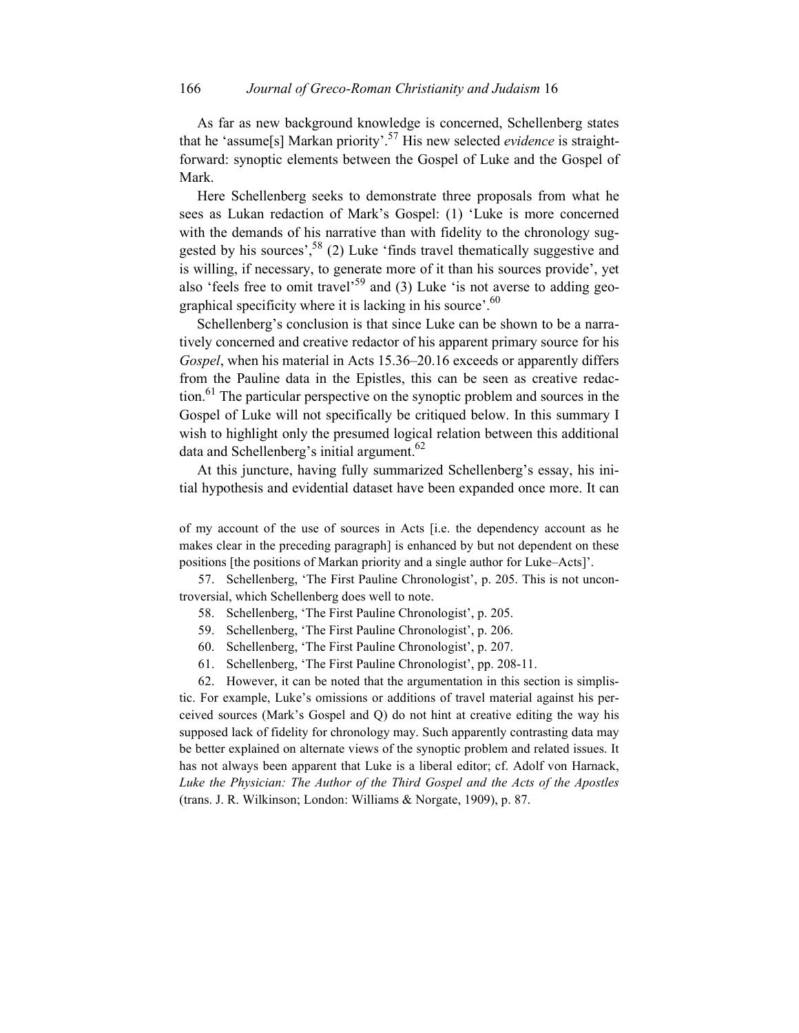As far as new background knowledge is concerned, Schellenberg states that he 'assume[s] Markan priority'.[57] His new selected *evidence* is straightforward: synoptic elements between the Gospel of Luke and the Gospel of Mark.

Here Schellenberg seeks to demonstrate three proposals from what he sees as Lukan redaction of Mark's Gospel: (1) 'Luke is more concerned with the demands of his narrative than with fidelity to the chronology suggested by his sources',[58] (2) Luke 'finds travel thematically suggestive and is willing, if necessary, to generate more of it than his sources provide', yet also 'feels free to omit travel'[59] and (3) Luke 'is not averse to adding geographical specificity where it is lacking in his source'.[60]

Schellenberg's conclusion is that since Luke can be shown to be a narratively concerned and creative redactor of his apparent primary source for his *Gospel*, when his material in Acts 15.36–20.16 exceeds or apparently differs from the Pauline data in the Epistles, this can be seen as creative redaction.[61] The particular perspective on the synoptic problem and sources in the Gospel of Luke will not specifically be critiqued below. In this summary I wish to highlight only the presumed logical relation between this additional data and Schellenberg's initial argument.[62]

At this juncture, having fully summarized Schellenberg's essay, his initial hypothesis and evidential dataset have been expanded once more. It can

of my account of the use of sources in Acts [i.e. the dependency account as he makes clear in the preceding paragraph] is enhanced by but not dependent on these positions [the positions of Markan priority and a single author for Luke–Acts]'.

57. Schellenberg, 'The First Pauline Chronologist', p. 205. This is not uncontroversial, which Schellenberg does well to note.

58. Schellenberg, 'The First Pauline Chronologist', p. 205.

59. Schellenberg, 'The First Pauline Chronologist', p. 206.

60. Schellenberg, 'The First Pauline Chronologist', p. 207.

61. Schellenberg, 'The First Pauline Chronologist', pp. 208-11.

62. However, it can be noted that the argumentation in this section is simplistic. For example, Luke's omissions or additions of travel material against his perceived sources (Mark's Gospel and Q) do not hint at creative editing the way his supposed lack of fidelity for chronology may. Such apparently contrasting data may be better explained on alternate views of the synoptic problem and related issues. It has not always been apparent that Luke is a liberal editor; cf. Adolf von Harnack, *Luke the Physician: The Author of the Third Gospel and the Acts of the Apostles* (trans. J. R. Wilkinson; London: Williams & Norgate, 1909), p. 87.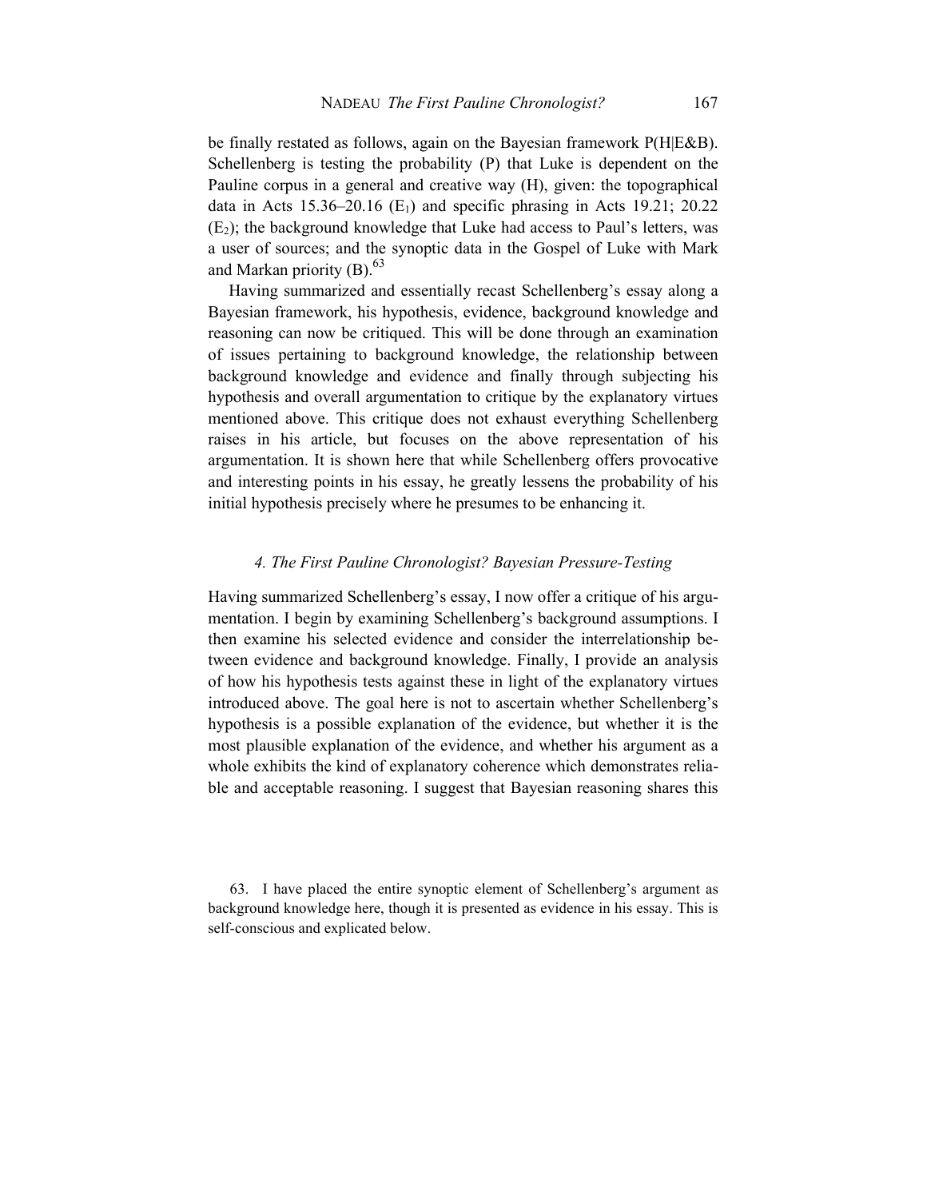be finally restated as follows, again on the Bayesian framework P(H|E&B). Schellenberg is testing the probability (P) that Luke is dependent on the Pauline corpus in a general and creative way (H), given: the topographical data in Acts 15.36–20.16 ($E_1$) and specific phrasing in Acts 19.21; 20.22 ($E_2$); the background knowledge that Luke had access to Paul's letters, was a user of sources; and the synoptic data in the Gospel of Luke with Mark and Markan priority (B).[63]

Having summarized and essentially recast Schellenberg's essay along a Bayesian framework, his hypothesis, evidence, background knowledge and reasoning can now be critiqued. This will be done through an examination of issues pertaining to background knowledge, the relationship between background knowledge and evidence and finally through subjecting his hypothesis and overall argumentation to critique by the explanatory virtues mentioned above. This critique does not exhaust everything Schellenberg raises in his article, but focuses on the above representation of his argumentation. It is shown here that while Schellenberg offers provocative and interesting points in his essay, he greatly lessens the probability of his initial hypothesis precisely where he presumes to be enhancing it.

### *4. The First Pauline Chronologist? Bayesian Pressure-Testing*

Having summarized Schellenberg's essay, I now offer a critique of his argumentation. I begin by examining Schellenberg's background assumptions. I then examine his selected evidence and consider the interrelationship between evidence and background knowledge. Finally, I provide an analysis of how his hypothesis tests against these in light of the explanatory virtues introduced above. The goal here is not to ascertain whether Schellenberg's hypothesis is a possible explanation of the evidence, but whether it is the most plausible explanation of the evidence, and whether his argument as a whole exhibits the kind of explanatory coherence which demonstrates reliable and acceptable reasoning. I suggest that Bayesian reasoning shares this

63. I have placed the entire synoptic element of Schellenberg's argument as background knowledge here, though it is presented as evidence in his essay. This is self-conscious and explicated below.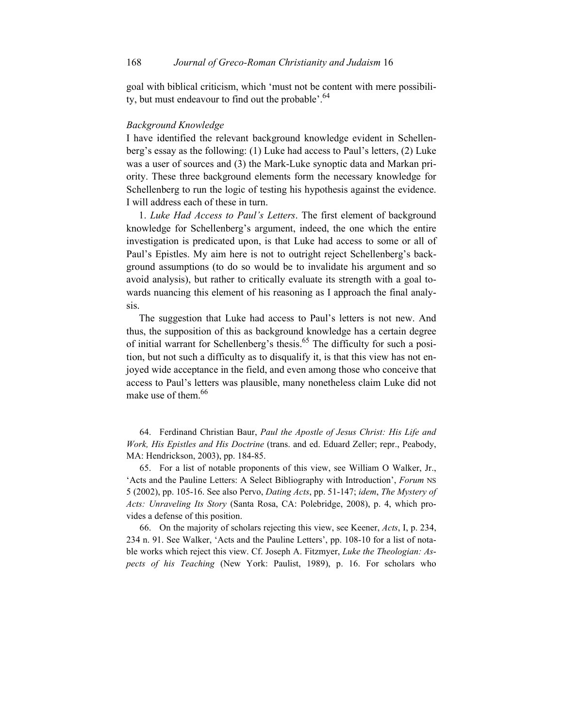goal with biblical criticism, which 'must not be content with mere possibility, but must endeavour to find out the probable'.[64]

### *Background Knowledge*

I have identified the relevant background knowledge evident in Schellenberg's essay as the following: (1) Luke had access to Paul's letters, (2) Luke was a user of sources and (3) the Mark-Luke synoptic data and Markan priority. These three background elements form the necessary knowledge for Schellenberg to run the logic of testing his hypothesis against the evidence. I will address each of these in turn.

1. *Luke Had Access to Paul's Letters*. The first element of background knowledge for Schellenberg's argument, indeed, the one which the entire investigation is predicated upon, is that Luke had access to some or all of Paul's Epistles. My aim here is not to outright reject Schellenberg's background assumptions (to do so would be to invalidate his argument and so avoid analysis), but rather to critically evaluate its strength with a goal towards nuancing this element of his reasoning as I approach the final analysis.

The suggestion that Luke had access to Paul's letters is not new. And thus, the supposition of this as background knowledge has a certain degree of initial warrant for Schellenberg's thesis.[65] The difficulty for such a position, but not such a difficulty as to disqualify it, is that this view has not enjoyed wide acceptance in the field, and even among those who conceive that access to Paul's letters was plausible, many nonetheless claim Luke did not make use of them.[66]

64. Ferdinand Christian Baur, *Paul the Apostle of Jesus Christ: His Life and Work, His Epistles and His Doctrine* (trans. and ed. Eduard Zeller; repr., Peabody, MA: Hendrickson, 2003), pp. 184-85.

65. For a list of notable proponents of this view, see William O Walker, Jr., 'Acts and the Pauline Letters: A Select Bibliography with Introduction', *Forum* NS 5 (2002), pp. 105-16. See also Pervo, *Dating Acts*, pp. 51-147; *idem*, *The Mystery of Acts: Unraveling Its Story* (Santa Rosa, CA: Polebridge, 2008), p. 4, which provides a defense of this position.

66. On the majority of scholars rejecting this view, see Keener, *Acts*, I, p. 234, 234 n. 91. See Walker, 'Acts and the Pauline Letters', pp. 108-10 for a list of notable works which reject this view. Cf. Joseph A. Fitzmyer, *Luke the Theologian: Aspects of his Teaching* (New York: Paulist, 1989), p. 16. For scholars who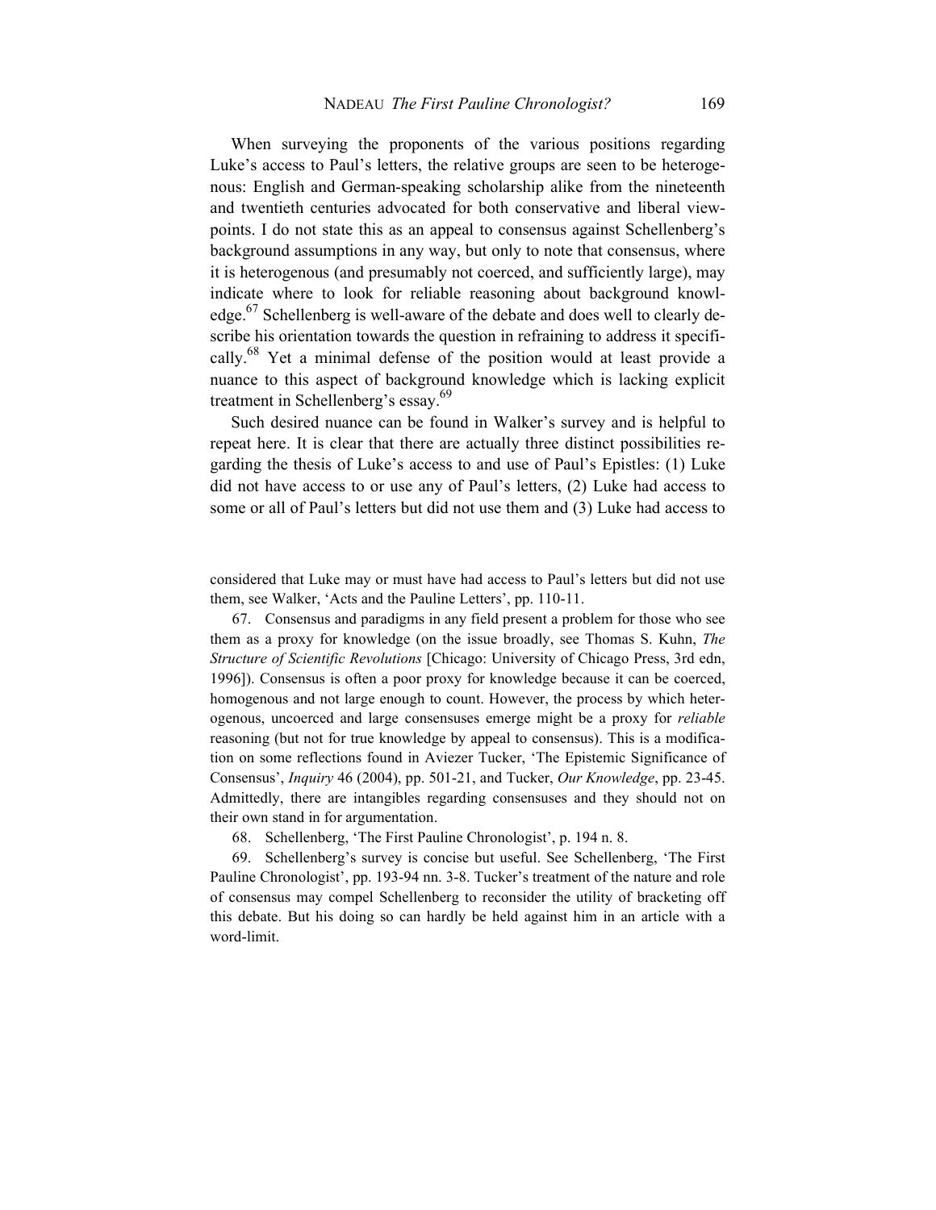When surveying the proponents of the various positions regarding Luke's access to Paul's letters, the relative groups are seen to be heterogenous: English and German-speaking scholarship alike from the nineteenth and twentieth centuries advocated for both conservative and liberal viewpoints. I do not state this as an appeal to consensus against Schellenberg's background assumptions in any way, but only to note that consensus, where it is heterogenous (and presumably not coerced, and sufficiently large), may indicate where to look for reliable reasoning about background knowledge.[67] Schellenberg is well-aware of the debate and does well to clearly describe his orientation towards the question in refraining to address it specifically.[68] Yet a minimal defense of the position would at least provide a nuance to this aspect of background knowledge which is lacking explicit treatment in Schellenberg's essay.[69]

Such desired nuance can be found in Walker's survey and is helpful to repeat here. It is clear that there are actually three distinct possibilities regarding the thesis of Luke's access to and use of Paul's Epistles: (1) Luke did not have access to or use any of Paul's letters, (2) Luke had access to some or all of Paul's letters but did not use them and (3) Luke had access to

considered that Luke may or must have had access to Paul's letters but did not use them, see Walker, 'Acts and the Pauline Letters', pp. 110-11.

67. Consensus and paradigms in any field present a problem for those who see them as a proxy for knowledge (on the issue broadly, see Thomas S. Kuhn, *The Structure of Scientific Revolutions* [Chicago: University of Chicago Press, 3rd edn, 1996]). Consensus is often a poor proxy for knowledge because it can be coerced, homogenous and not large enough to count. However, the process by which heterogenous, uncoerced and large consensuses emerge might be a proxy for *reliable* reasoning (but not for true knowledge by appeal to consensus). This is a modification on some reflections found in Aviezer Tucker, 'The Epistemic Significance of Consensus', *Inquiry* 46 (2004), pp. 501-21, and Tucker, *Our Knowledge*, pp. 23-45. Admittedly, there are intangibles regarding consensuses and they should not on their own stand in for argumentation.

68. Schellenberg, 'The First Pauline Chronologist', p. 194 n. 8.

69. Schellenberg's survey is concise but useful. See Schellenberg, 'The First Pauline Chronologist', pp. 193-94 nn. 3-8. Tucker's treatment of the nature and role of consensus may compel Schellenberg to reconsider the utility of bracketing off this debate. But his doing so can hardly be held against him in an article with a word-limit.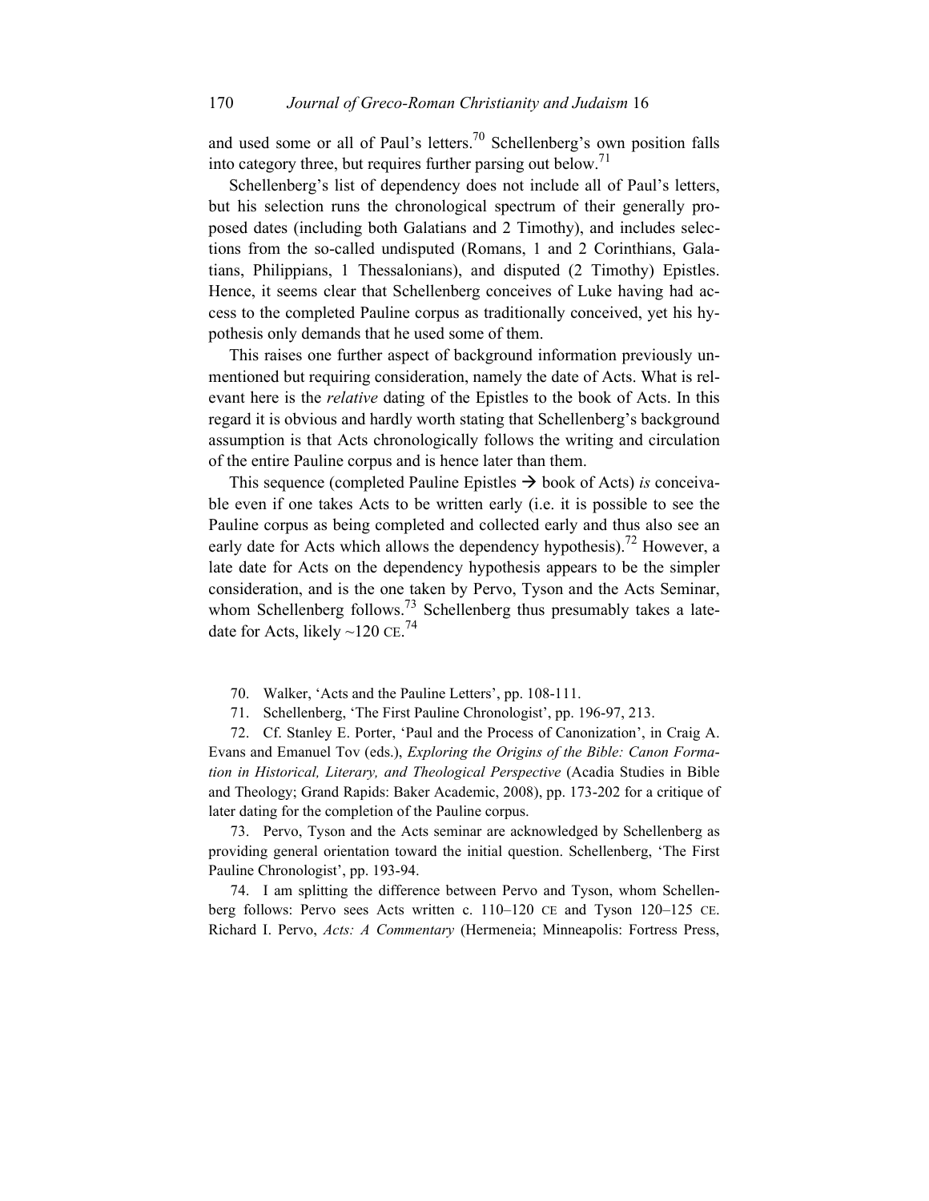and used some or all of Paul's letters.[70] Schellenberg's own position falls into category three, but requires further parsing out below.[71]

Schellenberg's list of dependency does not include all of Paul's letters, but his selection runs the chronological spectrum of their generally proposed dates (including both Galatians and 2 Timothy), and includes selections from the so-called undisputed (Romans, 1 and 2 Corinthians, Galatians, Philippians, 1 Thessalonians), and disputed (2 Timothy) Epistles. Hence, it seems clear that Schellenberg conceives of Luke having had access to the completed Pauline corpus as traditionally conceived, yet his hypothesis only demands that he used some of them.

This raises one further aspect of background information previously unmentioned but requiring consideration, namely the date of Acts. What is relevant here is the *relative* dating of the Epistles to the book of Acts. In this regard it is obvious and hardly worth stating that Schellenberg's background assumption is that Acts chronologically follows the writing and circulation of the entire Pauline corpus and is hence later than them.

This sequence (completed Pauline Epistles → book of Acts) *is* conceivable even if one takes Acts to be written early (i.e. it is possible to see the Pauline corpus as being completed and collected early and thus also see an early date for Acts which allows the dependency hypothesis).[72] However, a late date for Acts on the dependency hypothesis appears to be the simpler consideration, and is the one taken by Pervo, Tyson and the Acts Seminar, whom Schellenberg follows.[73] Schellenberg thus presumably takes a late-date for Acts, likely ~120 CE.[74]

70. Walker, 'Acts and the Pauline Letters', pp. 108-111.

71. Schellenberg, 'The First Pauline Chronologist', pp. 196-97, 213.

72. Cf. Stanley E. Porter, 'Paul and the Process of Canonization', in Craig A. Evans and Emanuel Tov (eds.), *Exploring the Origins of the Bible: Canon Formation in Historical, Literary, and Theological Perspective* (Acadia Studies in Bible and Theology; Grand Rapids: Baker Academic, 2008), pp. 173-202 for a critique of later dating for the completion of the Pauline corpus.

73. Pervo, Tyson and the Acts seminar are acknowledged by Schellenberg as providing general orientation toward the initial question. Schellenberg, 'The First Pauline Chronologist', pp. 193-94.

74. I am splitting the difference between Pervo and Tyson, whom Schellenberg follows: Pervo sees Acts written c. 110–120 CE and Tyson 120–125 CE. Richard I. Pervo, *Acts: A Commentary* (Hermeneia; Minneapolis: Fortress Press,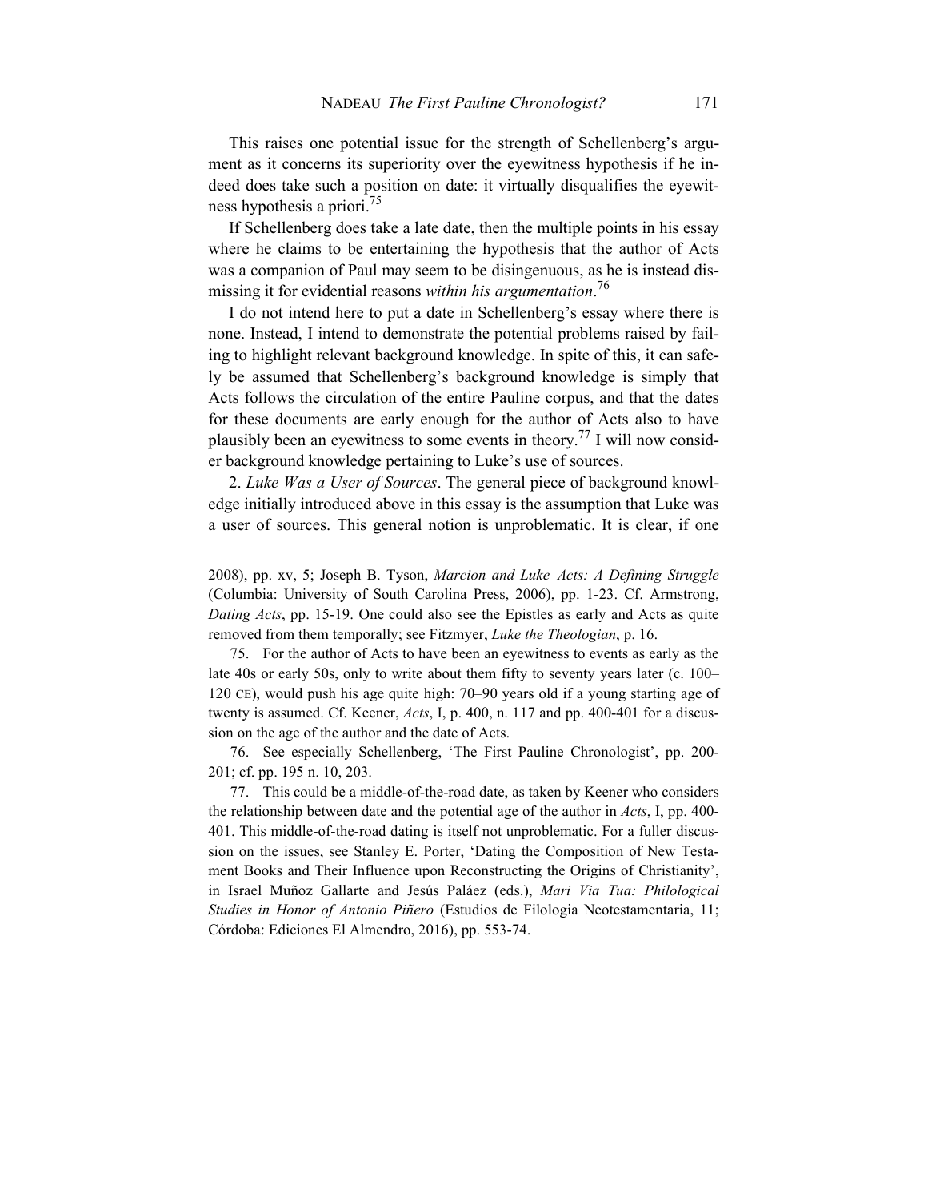This raises one potential issue for the strength of Schellenberg's argument as it concerns its superiority over the eyewitness hypothesis if he indeed does take such a position on date: it virtually disqualifies the eyewitness hypothesis a priori.[75]

If Schellenberg does take a late date, then the multiple points in his essay where he claims to be entertaining the hypothesis that the author of Acts was a companion of Paul may seem to be disingenuous, as he is instead dismissing it for evidential reasons *within his argumentation*.[76]

I do not intend here to put a date in Schellenberg's essay where there is none. Instead, I intend to demonstrate the potential problems raised by failing to highlight relevant background knowledge. In spite of this, it can safely be assumed that Schellenberg's background knowledge is simply that Acts follows the circulation of the entire Pauline corpus, and that the dates for these documents are early enough for the author of Acts also to have plausibly been an eyewitness to some events in theory.[77] I will now consider background knowledge pertaining to Luke's use of sources.

2. *Luke Was a User of Sources*. The general piece of background knowledge initially introduced above in this essay is the assumption that Luke was a user of sources. This general notion is unproblematic. It is clear, if one

---

2008), pp. xv, 5; Joseph B. Tyson, *Marcion and Luke–Acts: A Defining Struggle* (Columbia: University of South Carolina Press, 2006), pp. 1-23. Cf. Armstrong, *Dating Acts*, pp. 15-19. One could also see the Epistles as early and Acts as quite removed from them temporally; see Fitzmyer, *Luke the Theologian*, p. 16.

75. For the author of Acts to have been an eyewitness to events as early as the late 40s or early 50s, only to write about them fifty to seventy years later (c. 100–120 CE), would push his age quite high: 70–90 years old if a young starting age of twenty is assumed. Cf. Keener, *Acts*, I, p. 400, n. 117 and pp. 400-401 for a discussion on the age of the author and the date of Acts.

76. See especially Schellenberg, 'The First Pauline Chronologist', pp. 200-201; cf. pp. 195 n. 10, 203.

77. This could be a middle-of-the-road date, as taken by Keener who considers the relationship between date and the potential age of the author in *Acts*, I, pp. 400-401. This middle-of-the-road dating is itself not unproblematic. For a fuller discussion on the issues, see Stanley E. Porter, 'Dating the Composition of New Testament Books and Their Influence upon Reconstructing the Origins of Christianity', in Israel Muñoz Gallarte and Jesús Paláez (eds.), *Mari Via Tua: Philological Studies in Honor of Antonio Piñero* (Estudios de Filologia Neotestamentaria, 11; Córdoba: Ediciones El Almendro, 2016), pp. 553-74.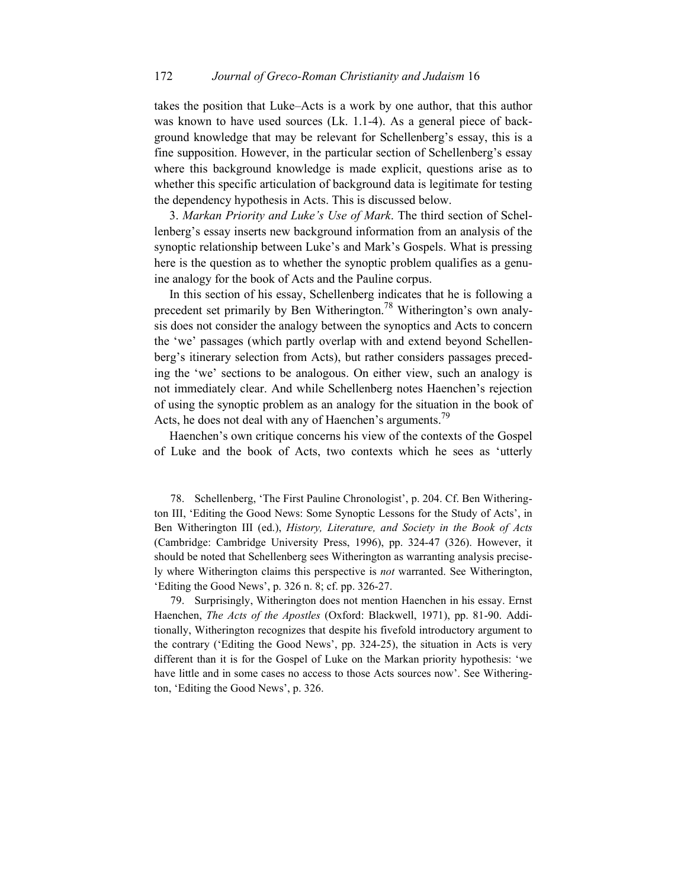takes the position that Luke–Acts is a work by one author, that this author was known to have used sources (Lk. 1.1-4). As a general piece of background knowledge that may be relevant for Schellenberg's essay, this is a fine supposition. However, in the particular section of Schellenberg's essay where this background knowledge is made explicit, questions arise as to whether this specific articulation of background data is legitimate for testing the dependency hypothesis in Acts. This is discussed below.

3. *Markan Priority and Luke's Use of Mark*. The third section of Schellenberg's essay inserts new background information from an analysis of the synoptic relationship between Luke's and Mark's Gospels. What is pressing here is the question as to whether the synoptic problem qualifies as a genuine analogy for the book of Acts and the Pauline corpus.

In this section of his essay, Schellenberg indicates that he is following a precedent set primarily by Ben Witherington.[78] Witherington's own analysis does not consider the analogy between the synoptics and Acts to concern the 'we' passages (which partly overlap with and extend beyond Schellenberg's itinerary selection from Acts), but rather considers passages preceding the 'we' sections to be analogous. On either view, such an analogy is not immediately clear. And while Schellenberg notes Haenchen's rejection of using the synoptic problem as an analogy for the situation in the book of Acts, he does not deal with any of Haenchen's arguments.[79]

Haenchen's own critique concerns his view of the contexts of the Gospel of Luke and the book of Acts, two contexts which he sees as 'utterly

78. Schellenberg, 'The First Pauline Chronologist', p. 204. Cf. Ben Witherington III, 'Editing the Good News: Some Synoptic Lessons for the Study of Acts', in Ben Witherington III (ed.), *History, Literature, and Society in the Book of Acts* (Cambridge: Cambridge University Press, 1996), pp. 324-47 (326). However, it should be noted that Schellenberg sees Witherington as warranting analysis precisely where Witherington claims this perspective is *not* warranted. See Witherington, 'Editing the Good News', p. 326 n. 8; cf. pp. 326-27.

79. Surprisingly, Witherington does not mention Haenchen in his essay. Ernst Haenchen, *The Acts of the Apostles* (Oxford: Blackwell, 1971), pp. 81-90. Additionally, Witherington recognizes that despite his fivefold introductory argument to the contrary ('Editing the Good News', pp. 324-25), the situation in Acts is very different than it is for the Gospel of Luke on the Markan priority hypothesis: 'we have little and in some cases no access to those Acts sources now'. See Witherington, 'Editing the Good News', p. 326.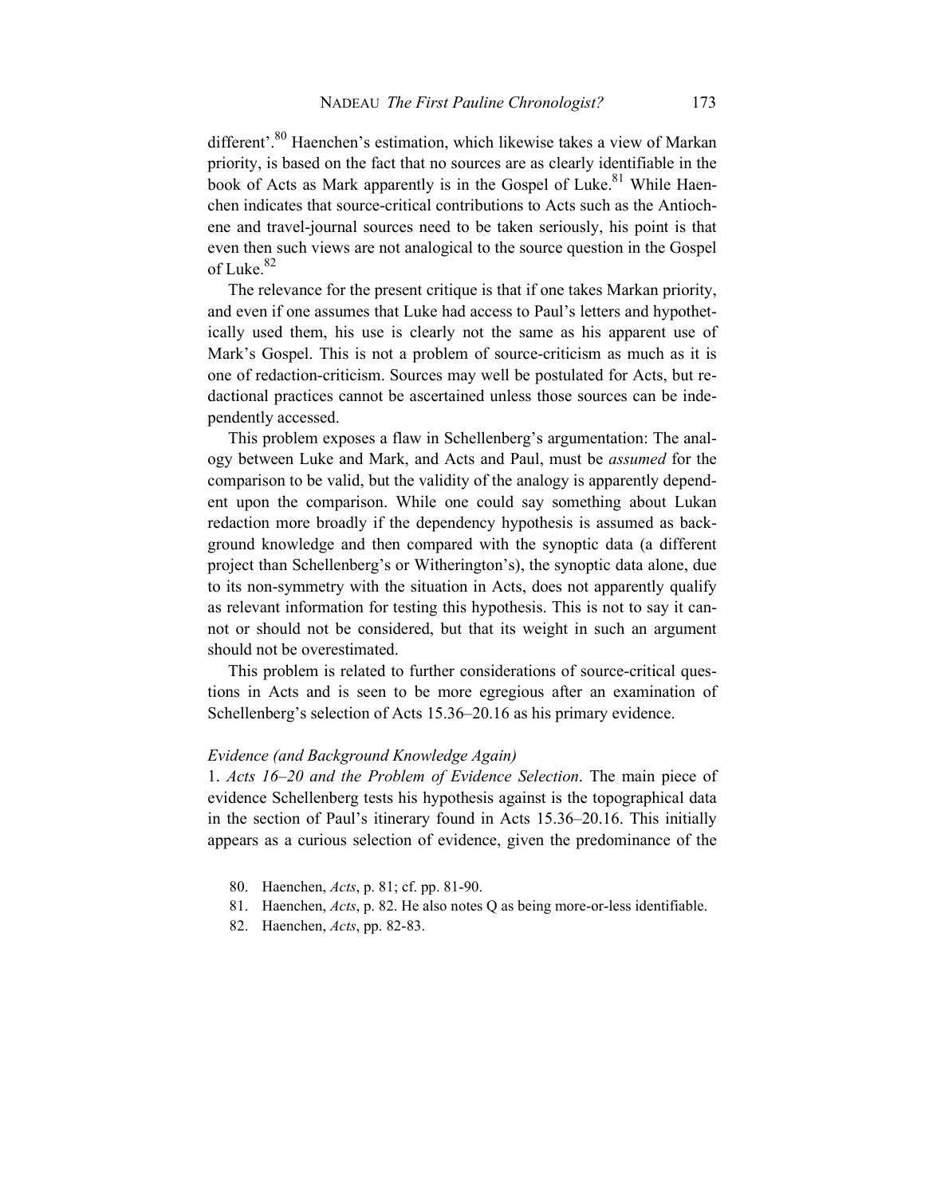different'.[80] Haenchen's estimation, which likewise takes a view of Markan priority, is based on the fact that no sources are as clearly identifiable in the book of Acts as Mark apparently is in the Gospel of Luke.[81] While Haenchen indicates that source-critical contributions to Acts such as the Antiochene and travel-journal sources need to be taken seriously, his point is that even then such views are not analogical to the source question in the Gospel of Luke.[82]

The relevance for the present critique is that if one takes Markan priority, and even if one assumes that Luke had access to Paul's letters and hypothetically used them, his use is clearly not the same as his apparent use of Mark's Gospel. This is not a problem of source-criticism as much as it is one of redaction-criticism. Sources may well be postulated for Acts, but redactional practices cannot be ascertained unless those sources can be independently accessed.

This problem exposes a flaw in Schellenberg's argumentation: The analogy between Luke and Mark, and Acts and Paul, must be *assumed* for the comparison to be valid, but the validity of the analogy is apparently dependent upon the comparison. While one could say something about Lukan redaction more broadly if the dependency hypothesis is assumed as background knowledge and then compared with the synoptic data (a different project than Schellenberg's or Witherington's), the synoptic data alone, due to its non-symmetry with the situation in Acts, does not apparently qualify as relevant information for testing this hypothesis. This is not to say it cannot or should not be considered, but that its weight in such an argument should not be overestimated.

This problem is related to further considerations of source-critical questions in Acts and is seen to be more egregious after an examination of Schellenberg's selection of Acts 15.36–20.16 as his primary evidence.

*Evidence (and Background Knowledge Again)*

1. *Acts 16–20 and the Problem of Evidence Selection*. The main piece of evidence Schellenberg tests his hypothesis against is the topographical data in the section of Paul's itinerary found in Acts 15.36–20.16. This initially appears as a curious selection of evidence, given the predominance of the

80. Haenchen, *Acts*, p. 81; cf. pp. 81-90.

81. Haenchen, *Acts*, p. 82. He also notes Q as being more-or-less identifiable.

82. Haenchen, *Acts*, pp. 82-83.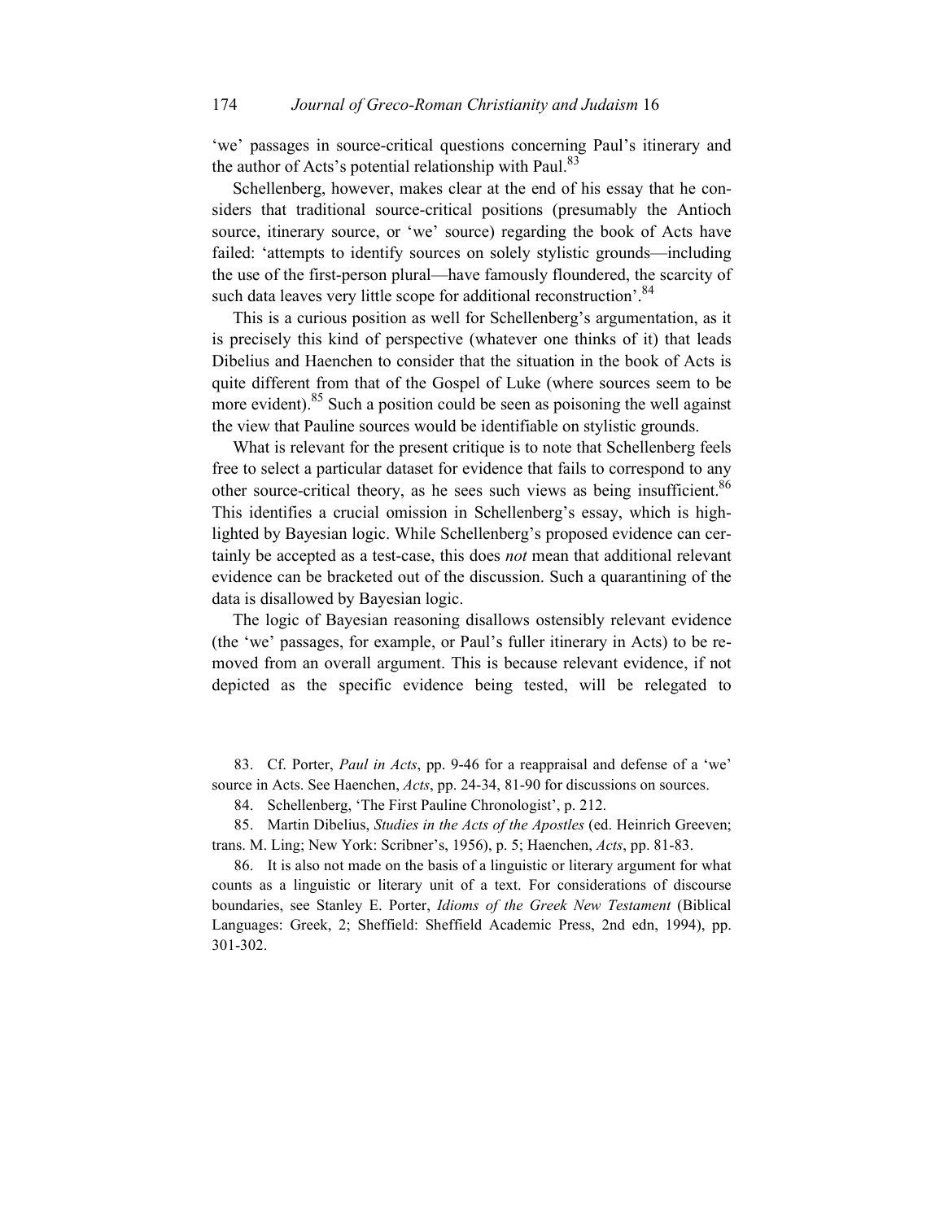'we' passages in source-critical questions concerning Paul's itinerary and the author of Acts's potential relationship with Paul.[83]

Schellenberg, however, makes clear at the end of his essay that he considers that traditional source-critical positions (presumably the Antioch source, itinerary source, or 'we' source) regarding the book of Acts have failed: 'attempts to identify sources on solely stylistic grounds—including the use of the first-person plural—have famously floundered, the scarcity of such data leaves very little scope for additional reconstruction'.[84]

This is a curious position as well for Schellenberg's argumentation, as it is precisely this kind of perspective (whatever one thinks of it) that leads Dibelius and Haenchen to consider that the situation in the book of Acts is quite different from that of the Gospel of Luke (where sources seem to be more evident).[85] Such a position could be seen as poisoning the well against the view that Pauline sources would be identifiable on stylistic grounds.

What is relevant for the present critique is to note that Schellenberg feels free to select a particular dataset for evidence that fails to correspond to any other source-critical theory, as he sees such views as being insufficient.[86] This identifies a crucial omission in Schellenberg's essay, which is highlighted by Bayesian logic. While Schellenberg's proposed evidence can certainly be accepted as a test-case, this does *not* mean that additional relevant evidence can be bracketed out of the discussion. Such a quarantining of the data is disallowed by Bayesian logic.

The logic of Bayesian reasoning disallows ostensibly relevant evidence (the 'we' passages, for example, or Paul's fuller itinerary in Acts) to be removed from an overall argument. This is because relevant evidence, if not depicted as the specific evidence being tested, will be relegated to

83. Cf. Porter, *Paul in Acts*, pp. 9-46 for a reappraisal and defense of a 'we' source in Acts. See Haenchen, *Acts*, pp. 24-34, 81-90 for discussions on sources.

84. Schellenberg, 'The First Pauline Chronologist', p. 212.

85. Martin Dibelius, *Studies in the Acts of the Apostles* (ed. Heinrich Greeven; trans. M. Ling; New York: Scribner's, 1956), p. 5; Haenchen, *Acts*, pp. 81-83.

86. It is also not made on the basis of a linguistic or literary argument for what counts as a linguistic or literary unit of a text. For considerations of discourse boundaries, see Stanley E. Porter, *Idioms of the Greek New Testament* (Biblical Languages: Greek, 2; Sheffield: Sheffield Academic Press, 2nd edn, 1994), pp. 301-302.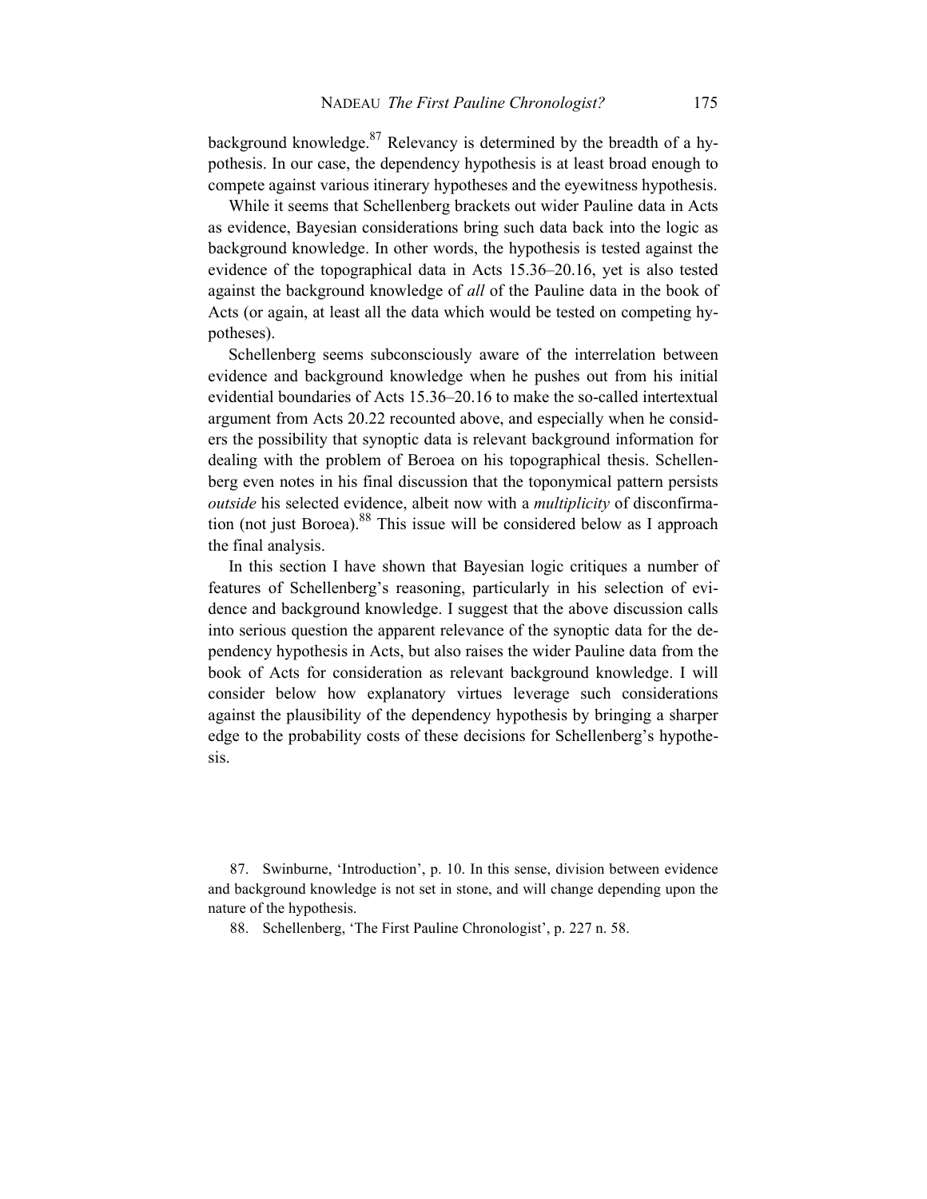background knowledge.[87] Relevancy is determined by the breadth of a hypothesis. In our case, the dependency hypothesis is at least broad enough to compete against various itinerary hypotheses and the eyewitness hypothesis.

While it seems that Schellenberg brackets out wider Pauline data in Acts as evidence, Bayesian considerations bring such data back into the logic as background knowledge. In other words, the hypothesis is tested against the evidence of the topographical data in Acts 15.36–20.16, yet is also tested against the background knowledge of *all* of the Pauline data in the book of Acts (or again, at least all the data which would be tested on competing hypotheses).

Schellenberg seems subconsciously aware of the interrelation between evidence and background knowledge when he pushes out from his initial evidential boundaries of Acts 15.36–20.16 to make the so-called intertextual argument from Acts 20.22 recounted above, and especially when he considers the possibility that synoptic data is relevant background information for dealing with the problem of Beroea on his topographical thesis. Schellenberg even notes in his final discussion that the toponymical pattern persists *outside* his selected evidence, albeit now with a *multiplicity* of disconfirmation (not just Boroea).[88] This issue will be considered below as I approach the final analysis.

In this section I have shown that Bayesian logic critiques a number of features of Schellenberg's reasoning, particularly in his selection of evidence and background knowledge. I suggest that the above discussion calls into serious question the apparent relevance of the synoptic data for the dependency hypothesis in Acts, but also raises the wider Pauline data from the book of Acts for consideration as relevant background knowledge. I will consider below how explanatory virtues leverage such considerations against the plausibility of the dependency hypothesis by bringing a sharper edge to the probability costs of these decisions for Schellenberg's hypothesis.

87. Swinburne, 'Introduction', p. 10. In this sense, division between evidence and background knowledge is not set in stone, and will change depending upon the nature of the hypothesis.

88. Schellenberg, 'The First Pauline Chronologist', p. 227 n. 58.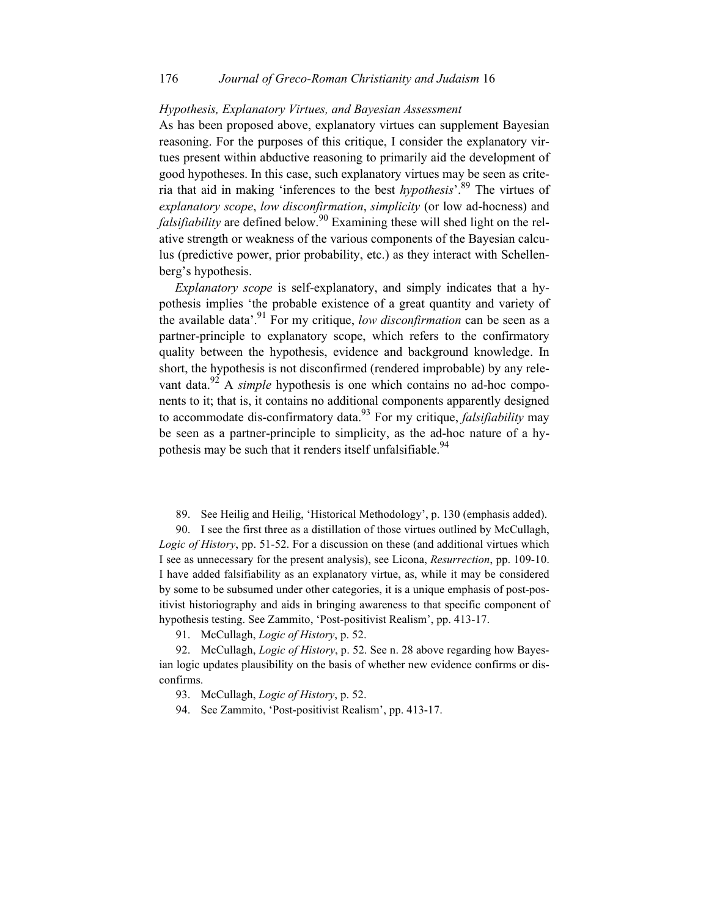### *Hypothesis, Explanatory Virtues, and Bayesian Assessment*

As has been proposed above, explanatory virtues can supplement Bayesian reasoning. For the purposes of this critique, I consider the explanatory virtues present within abductive reasoning to primarily aid the development of good hypotheses. In this case, such explanatory virtues may be seen as criteria that aid in making 'inferences to the best *hypothesis*'.[89] The virtues of *explanatory scope*, *low disconfirmation*, *simplicity* (or low ad-hocness) and *falsifiability* are defined below.[90] Examining these will shed light on the relative strength or weakness of the various components of the Bayesian calculus (predictive power, prior probability, etc.) as they interact with Schellenberg's hypothesis.

*Explanatory scope* is self-explanatory, and simply indicates that a hypothesis implies 'the probable existence of a great quantity and variety of the available data'.[91] For my critique, *low disconfirmation* can be seen as a partner-principle to explanatory scope, which refers to the confirmatory quality between the hypothesis, evidence and background knowledge. In short, the hypothesis is not disconfirmed (rendered improbable) by any relevant data.[92] A *simple* hypothesis is one which contains no ad-hoc components to it; that is, it contains no additional components apparently designed to accommodate dis-confirmatory data.[93] For my critique, *falsifiability* may be seen as a partner-principle to simplicity, as the ad-hoc nature of a hypothesis may be such that it renders itself unfalsifiable.[94]

89. See Heilig and Heilig, 'Historical Methodology', p. 130 (emphasis added).

90. I see the first three as a distillation of those virtues outlined by McCullagh, *Logic of History*, pp. 51-52. For a discussion on these (and additional virtues which I see as unnecessary for the present analysis), see Licona, *Resurrection*, pp. 109-10. I have added falsifiability as an explanatory virtue, as, while it may be considered by some to be subsumed under other categories, it is a unique emphasis of post-positivist historiography and aids in bringing awareness to that specific component of hypothesis testing. See Zammito, 'Post-positivist Realism', pp. 413-17.

91. McCullagh, *Logic of History*, p. 52.

92. McCullagh, *Logic of History*, p. 52. See n. 28 above regarding how Bayesian logic updates plausibility on the basis of whether new evidence confirms or disconfirms.

93. McCullagh, *Logic of History*, p. 52.

94. See Zammito, 'Post-positivist Realism', pp. 413-17.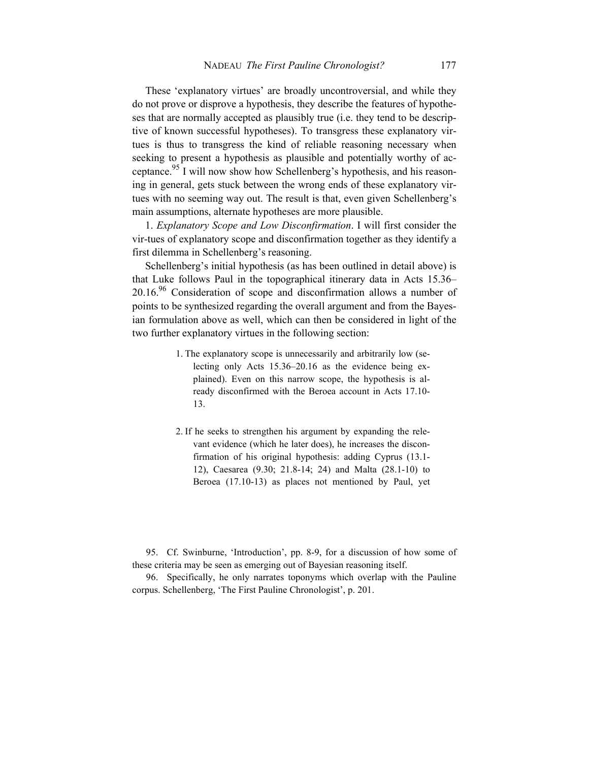These 'explanatory virtues' are broadly uncontroversial, and while they do not prove or disprove a hypothesis, they describe the features of hypotheses that are normally accepted as plausibly true (i.e. they tend to be descriptive of known successful hypotheses). To transgress these explanatory virtues is thus to transgress the kind of reliable reasoning necessary when seeking to present a hypothesis as plausible and potentially worthy of acceptance.[95] I will now show how Schellenberg's hypothesis, and his reasoning in general, gets stuck between the wrong ends of these explanatory virtues with no seeming way out. The result is that, even given Schellenberg's main assumptions, alternate hypotheses are more plausible.

1. *Explanatory Scope and Low Disconfirmation*. I will first consider the vir-tues of explanatory scope and disconfirmation together as they identify a first dilemma in Schellenberg's reasoning.

Schellenberg's initial hypothesis (as has been outlined in detail above) is that Luke follows Paul in the topographical itinerary data in Acts 15.36–20.16.[96] Consideration of scope and disconfirmation allows a number of points to be synthesized regarding the overall argument and from the Bayesian formulation above as well, which can then be considered in light of the two further explanatory virtues in the following section:

1. The explanatory scope is unnecessarily and arbitrarily low (selecting only Acts 15.36–20.16 as the evidence being explained). Even on this narrow scope, the hypothesis is already disconfirmed with the Beroea account in Acts 17.10-13.

2. If he seeks to strengthen his argument by expanding the relevant evidence (which he later does), he increases the disconfirmation of his original hypothesis: adding Cyprus (13.1-12), Caesarea (9.30; 21.8-14; 24) and Malta (28.1-10) to Beroea (17.10-13) as places not mentioned by Paul, yet

95. Cf. Swinburne, 'Introduction', pp. 8-9, for a discussion of how some of these criteria may be seen as emerging out of Bayesian reasoning itself.

96. Specifically, he only narrates toponyms which overlap with the Pauline corpus. Schellenberg, 'The First Pauline Chronologist', p. 201.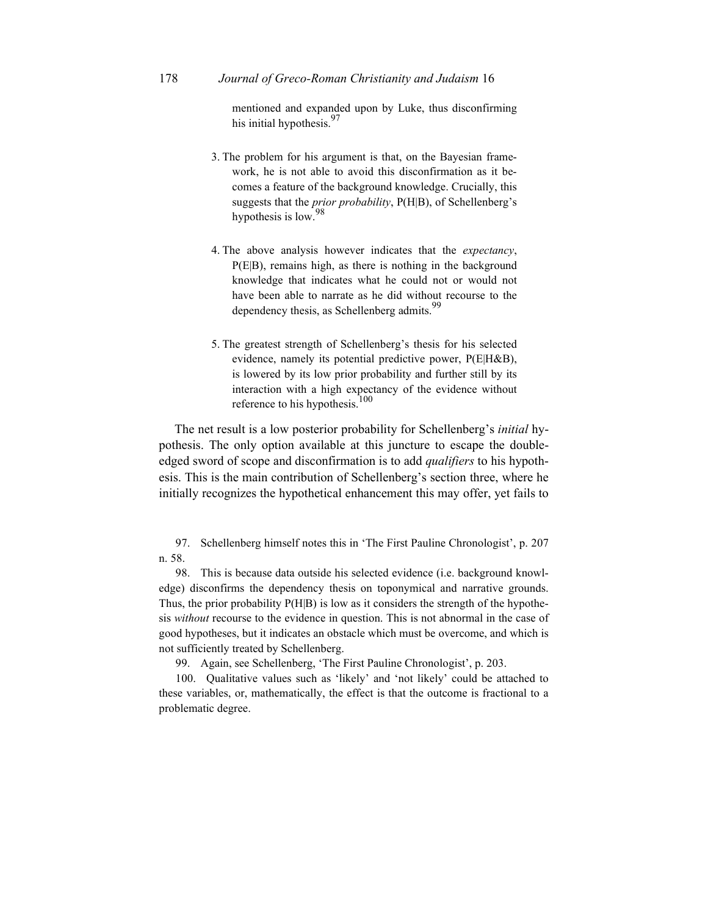mentioned and expanded upon by Luke, thus disconfirming his initial hypothesis.[97]

3. The problem for his argument is that, on the Bayesian framework, he is not able to avoid this disconfirmation as it becomes a feature of the background knowledge. Crucially, this suggests that the *prior probability*, $P(H|B)$, of Schellenberg's hypothesis is low.[98]

4. The above analysis however indicates that the *expectancy*, $P(E|B)$, remains high, as there is nothing in the background knowledge that indicates what he could not or would not have been able to narrate as he did without recourse to the dependency thesis, as Schellenberg admits.[99]

5. The greatest strength of Schellenberg's thesis for his selected evidence, namely its potential predictive power, $P(E|H\&B)$, is lowered by its low prior probability and further still by its interaction with a high expectancy of the evidence without reference to his hypothesis.[100]

The net result is a low posterior probability for Schellenberg's *initial* hypothesis. The only option available at this juncture to escape the double-edged sword of scope and disconfirmation is to add *qualifiers* to his hypothesis. This is the main contribution of Schellenberg's section three, where he initially recognizes the hypothetical enhancement this may offer, yet fails to

97. Schellenberg himself notes this in 'The First Pauline Chronologist', p. 207 n. 58.

98. This is because data outside his selected evidence (i.e. background knowledge) disconfirms the dependency thesis on toponymical and narrative grounds. Thus, the prior probability $P(H|B)$ is low as it considers the strength of the hypothesis *without* recourse to the evidence in question. This is not abnormal in the case of good hypotheses, but it indicates an obstacle which must be overcome, and which is not sufficiently treated by Schellenberg.

99. Again, see Schellenberg, 'The First Pauline Chronologist', p. 203.

100. Qualitative values such as 'likely' and 'not likely' could be attached to these variables, or, mathematically, the effect is that the outcome is fractional to a problematic degree.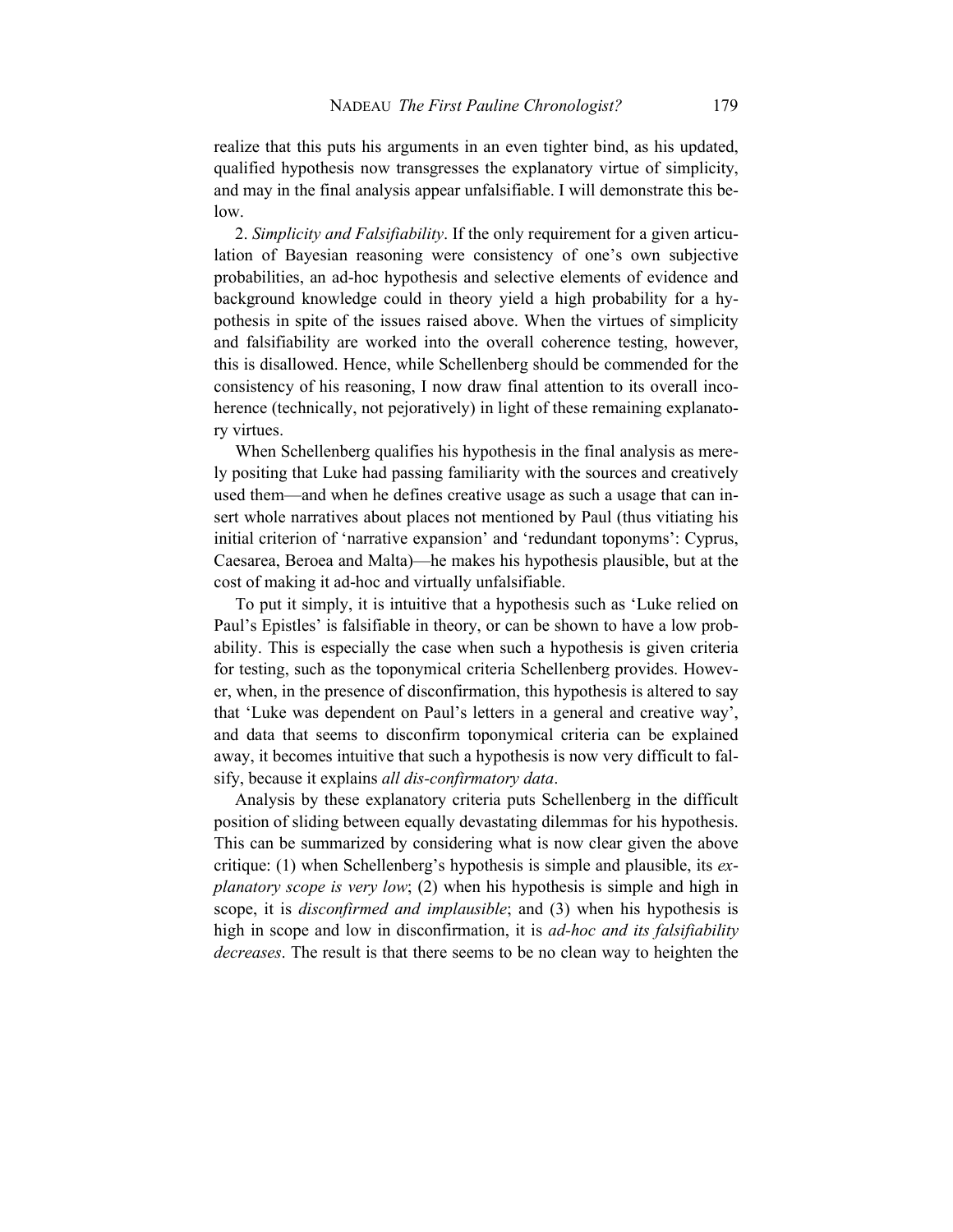realize that this puts his arguments in an even tighter bind, as his updated, qualified hypothesis now transgresses the explanatory virtue of simplicity, and may in the final analysis appear unfalsifiable. I will demonstrate this below.

2. *Simplicity and Falsifiability*. If the only requirement for a given articulation of Bayesian reasoning were consistency of one's own subjective probabilities, an ad-hoc hypothesis and selective elements of evidence and background knowledge could in theory yield a high probability for a hypothesis in spite of the issues raised above. When the virtues of simplicity and falsifiability are worked into the overall coherence testing, however, this is disallowed. Hence, while Schellenberg should be commended for the consistency of his reasoning, I now draw final attention to its overall incoherence (technically, not pejoratively) in light of these remaining explanatory virtues.

When Schellenberg qualifies his hypothesis in the final analysis as merely positing that Luke had passing familiarity with the sources and creatively used them—and when he defines creative usage as such a usage that can insert whole narratives about places not mentioned by Paul (thus vitiating his initial criterion of 'narrative expansion' and 'redundant toponyms': Cyprus, Caesarea, Beroea and Malta)—he makes his hypothesis plausible, but at the cost of making it ad-hoc and virtually unfalsifiable.

To put it simply, it is intuitive that a hypothesis such as 'Luke relied on Paul's Epistles' is falsifiable in theory, or can be shown to have a low probability. This is especially the case when such a hypothesis is given criteria for testing, such as the toponymical criteria Schellenberg provides. However, when, in the presence of disconfirmation, this hypothesis is altered to say that 'Luke was dependent on Paul's letters in a general and creative way', and data that seems to disconfirm toponymical criteria can be explained away, it becomes intuitive that such a hypothesis is now very difficult to falsify, because it explains *all dis-confirmatory data*.

Analysis by these explanatory criteria puts Schellenberg in the difficult position of sliding between equally devastating dilemmas for his hypothesis. This can be summarized by considering what is now clear given the above critique: (1) when Schellenberg's hypothesis is simple and plausible, its *explanatory scope is very low*; (2) when his hypothesis is simple and high in scope, it is *disconfirmed and implausible*; and (3) when his hypothesis is high in scope and low in disconfirmation, it is *ad-hoc and its falsifiability decreases*. The result is that there seems to be no clean way to heighten the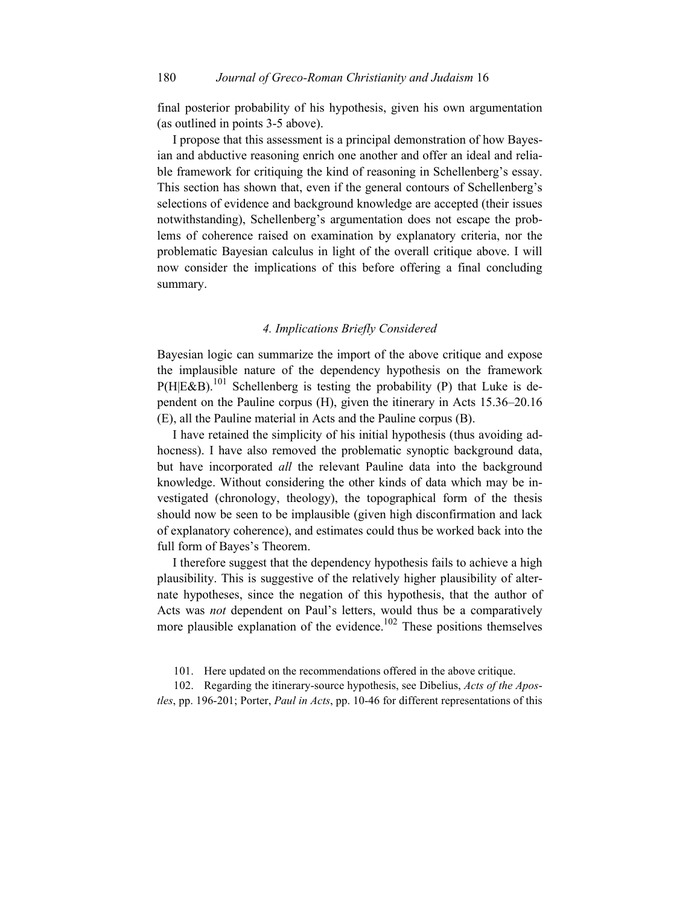final posterior probability of his hypothesis, given his own argumentation (as outlined in points 3-5 above).

I propose that this assessment is a principal demonstration of how Bayesian and abductive reasoning enrich one another and offer an ideal and reliable framework for critiquing the kind of reasoning in Schellenberg's essay. This section has shown that, even if the general contours of Schellenberg's selections of evidence and background knowledge are accepted (their issues notwithstanding), Schellenberg's argumentation does not escape the problems of coherence raised on examination by explanatory criteria, nor the problematic Bayesian calculus in light of the overall critique above. I will now consider the implications of this before offering a final concluding summary.

### *4. Implications Briefly Considered*

Bayesian logic can summarize the import of the above critique and expose the implausible nature of the dependency hypothesis on the framework $P(H|E\&B)$.[101] Schellenberg is testing the probability (P) that Luke is dependent on the Pauline corpus (H), given the itinerary in Acts 15.36–20.16 (E), all the Pauline material in Acts and the Pauline corpus (B).

I have retained the simplicity of his initial hypothesis (thus avoiding adhocness). I have also removed the problematic synoptic background data, but have incorporated *all* the relevant Pauline data into the background knowledge. Without considering the other kinds of data which may be investigated (chronology, theology), the topographical form of the thesis should now be seen to be implausible (given high disconfirmation and lack of explanatory coherence), and estimates could thus be worked back into the full form of Bayes's Theorem.

I therefore suggest that the dependency hypothesis fails to achieve a high plausibility. This is suggestive of the relatively higher plausibility of alternate hypotheses, since the negation of this hypothesis, that the author of Acts was *not* dependent on Paul's letters, would thus be a comparatively more plausible explanation of the evidence.[102] These positions themselves

101. Here updated on the recommendations offered in the above critique.

102. Regarding the itinerary-source hypothesis, see Dibelius, *Acts of the Apostles*, pp. 196-201; Porter, *Paul in Acts*, pp. 10-46 for different representations of this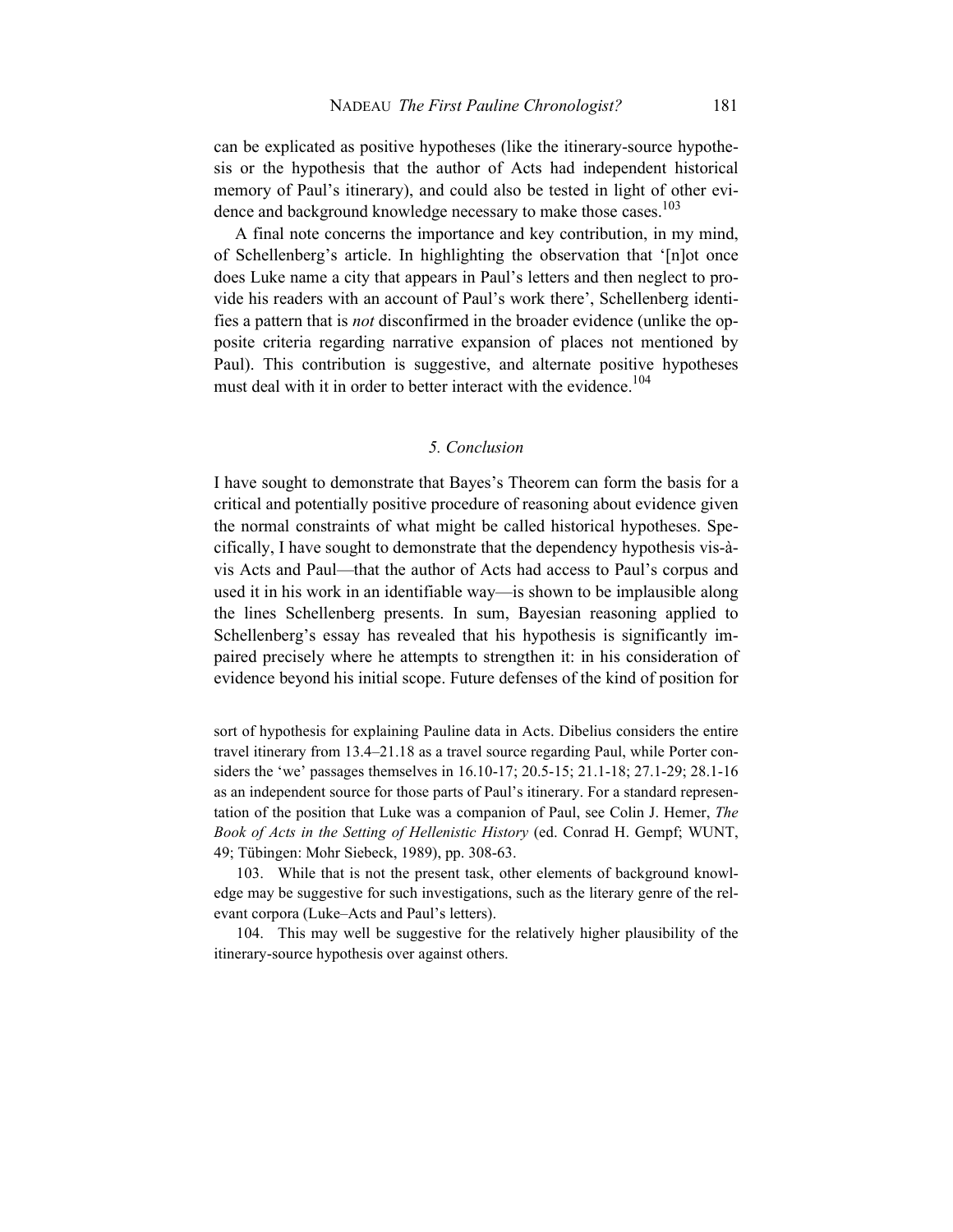can be explicated as positive hypotheses (like the itinerary-source hypothesis or the hypothesis that the author of Acts had independent historical memory of Paul's itinerary), and could also be tested in light of other evidence and background knowledge necessary to make those cases.[103]

A final note concerns the importance and key contribution, in my mind, of Schellenberg's article. In highlighting the observation that '[n]ot once does Luke name a city that appears in Paul's letters and then neglect to provide his readers with an account of Paul's work there', Schellenberg identifies a pattern that is *not* disconfirmed in the broader evidence (unlike the opposite criteria regarding narrative expansion of places not mentioned by Paul). This contribution is suggestive, and alternate positive hypotheses must deal with it in order to better interact with the evidence.[104]

## *5. Conclusion*

I have sought to demonstrate that Bayes's Theorem can form the basis for a critical and potentially positive procedure of reasoning about evidence given the normal constraints of what might be called historical hypotheses. Specifically, I have sought to demonstrate that the dependency hypothesis vis-à-vis Acts and Paul—that the author of Acts had access to Paul's corpus and used it in his work in an identifiable way—is shown to be implausible along the lines Schellenberg presents. In sum, Bayesian reasoning applied to Schellenberg's essay has revealed that his hypothesis is significantly impaired precisely where he attempts to strengthen it: in his consideration of evidence beyond his initial scope. Future defenses of the kind of position for

sort of hypothesis for explaining Pauline data in Acts. Dibelius considers the entire travel itinerary from 13.4–21.18 as a travel source regarding Paul, while Porter considers the 'we' passages themselves in 16.10-17; 20.5-15; 21.1-18; 27.1-29; 28.1-16 as an independent source for those parts of Paul's itinerary. For a standard representation of the position that Luke was a companion of Paul, see Colin J. Hemer, *The Book of Acts in the Setting of Hellenistic History* (ed. Conrad H. Gempf; WUNT, 49; Tübingen: Mohr Siebeck, 1989), pp. 308-63.

103. While that is not the present task, other elements of background knowledge may be suggestive for such investigations, such as the literary genre of the relevant corpora (Luke–Acts and Paul's letters).

104. This may well be suggestive for the relatively higher plausibility of the itinerary-source hypothesis over against others.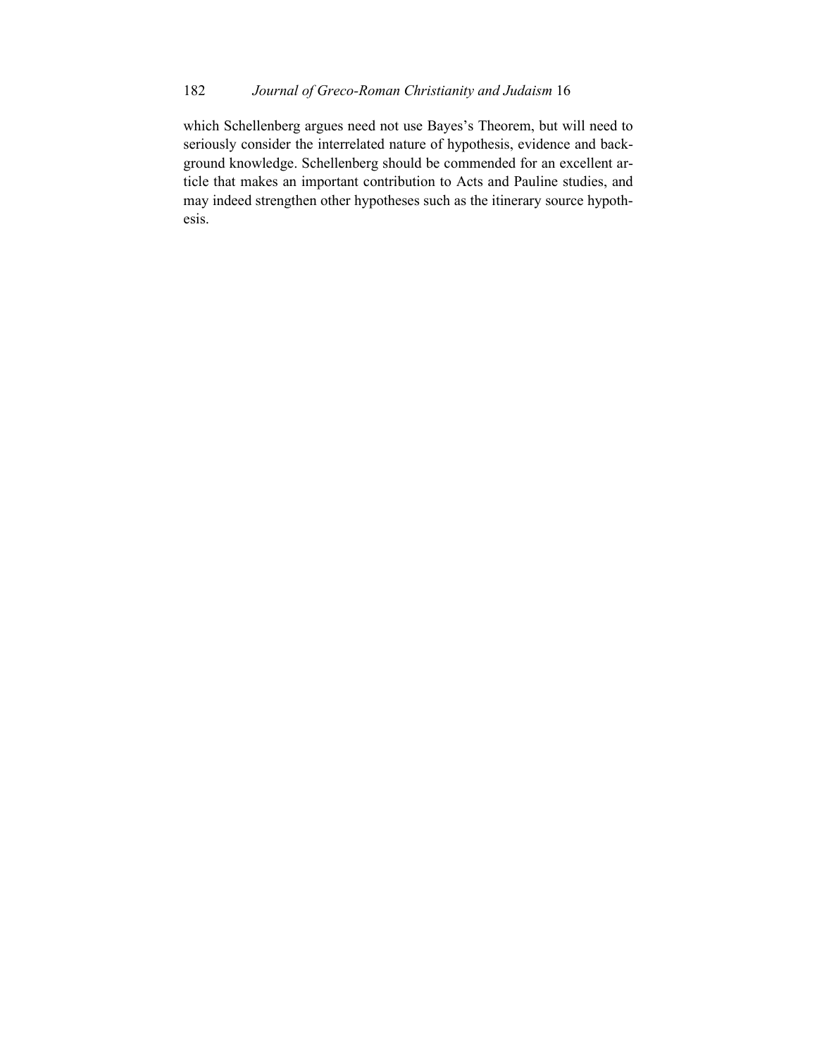which Schellenberg argues need not use Bayes's Theorem, but will need to seriously consider the interrelated nature of hypothesis, evidence and background knowledge. Schellenberg should be commended for an excellent article that makes an important contribution to Acts and Pauline studies, and may indeed strengthen other hypotheses such as the itinerary source hypothesis.